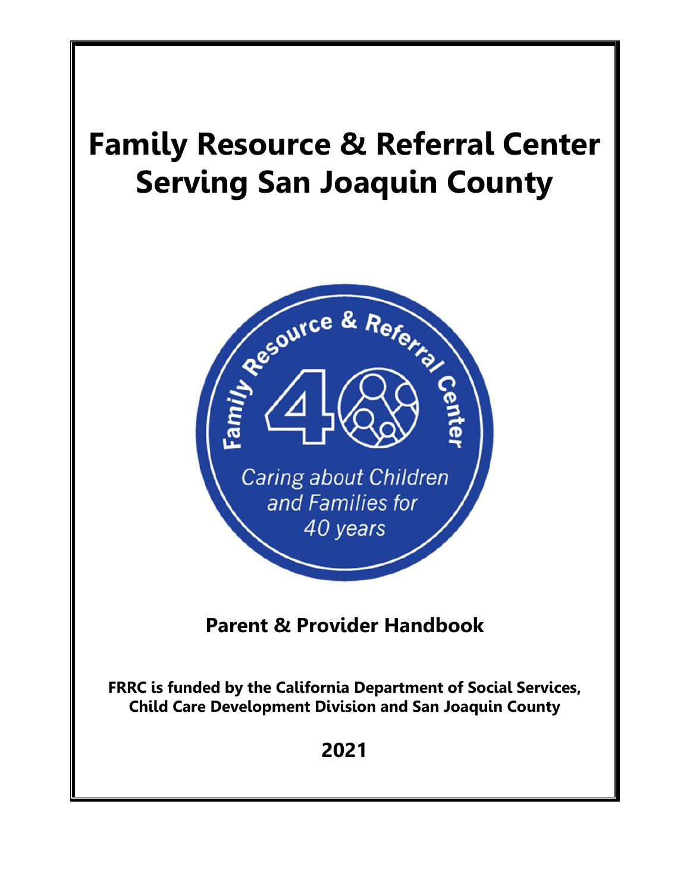# Family Resource & Referral Center Serving San Joaquin County

Family Resource & Referral Center

40

*Caring about Children and Families for 40 years*

## Parent & Provider Handbook

**FRRC is funded by the California Department of Social Services, Child Care Development Division and San Joaquin County**

**2021**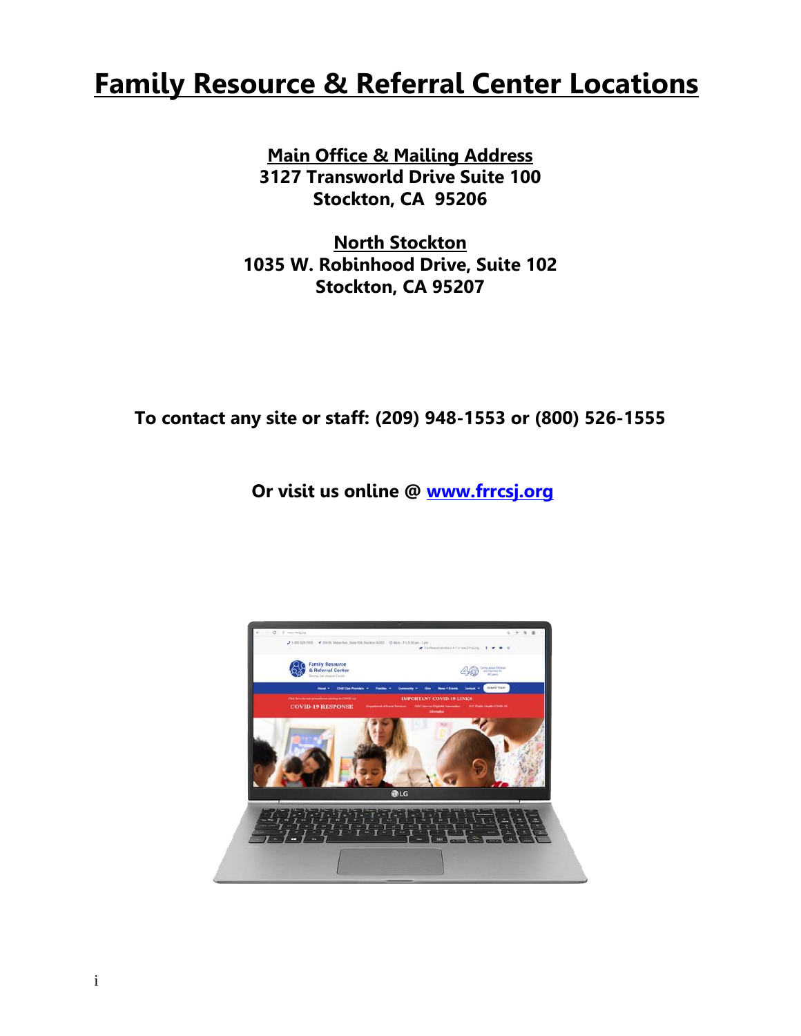# Family Resource & Referral Center Locations

**Main Office & Mailing Address**
**3127 Transworld Drive Suite 100**
**Stockton, CA 95206**

**North Stockton**
**1035 W. Robinhood Drive, Suite 102**
**Stockton, CA 95207**

**To contact any site or staff: (209) 948-1553 or (800) 526-1555**

**Or visit us online @ www.frrcsj.org**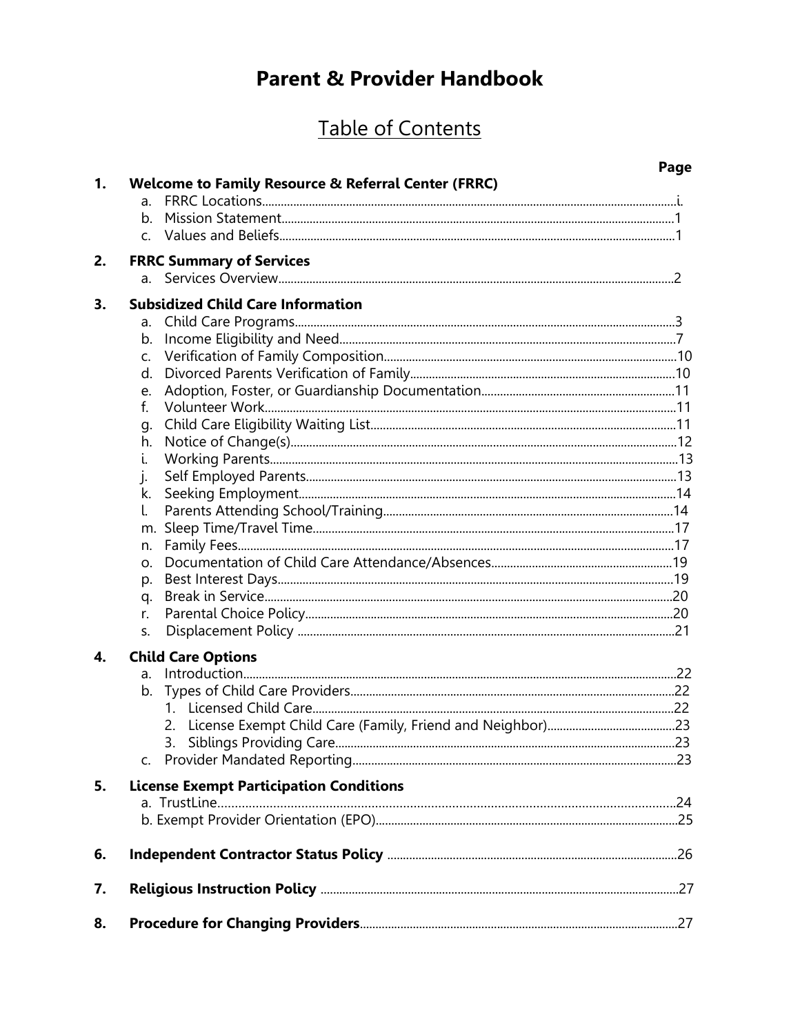# Parent & Provider Handbook

## Table of Contents

| | | Page |
|---|---|---|
| **1.** | **Welcome to Family Resource & Referral Center (FRRC)** | |
| | a. FRRC Locations | i. |
| | b. Mission Statement | 1 |
| | c. Values and Beliefs | 1 |
| **2.** | **FRRC Summary of Services** | |
| | a. Services Overview | 2 |
| **3.** | **Subsidized Child Care Information** | |
| | a. Child Care Programs | 3 |
| | b. Income Eligibility and Need | 7 |
| | c. Verification of Family Composition | 10 |
| | d. Divorced Parents Verification of Family | 10 |
| | e. Adoption, Foster, or Guardianship Documentation | 11 |
| | f. Volunteer Work | 11 |
| | g. Child Care Eligibility Waiting List | 11 |
| | h. Notice of Change(s) | 12 |
| | i. Working Parents | 13 |
| | j. Self Employed Parents | 13 |
| | k. Seeking Employment | 14 |
| | l. Parents Attending School/Training | 14 |
| | m. Sleep Time/Travel Time | 17 |
| | n. Family Fees | 17 |
| | o. Documentation of Child Care Attendance/Absences | 19 |
| | p. Best Interest Days | 19 |
| | q. Break in Service | 20 |
| | r. Parental Choice Policy | 20 |
| | s. Displacement Policy | 21 |
| **4.** | **Child Care Options** | |
| | a. Introduction | 22 |
| | b. Types of Child Care Providers | 22 |
| | 1. Licensed Child Care | 22 |
| | 2. License Exempt Child Care (Family, Friend and Neighbor) | 23 |
| | 3. Siblings Providing Care | 23 |
| | c. Provider Mandated Reporting | 23 |
| **5.** | **License Exempt Participation Conditions** | |
| | a. TrustLine | 24 |
| | b. Exempt Provider Orientation (EPO) | 25 |
| **6.** | **Independent Contractor Status Policy** | 26 |
| **7.** | **Religious Instruction Policy** | 27 |
| **8.** | **Procedure for Changing Providers** | 27 |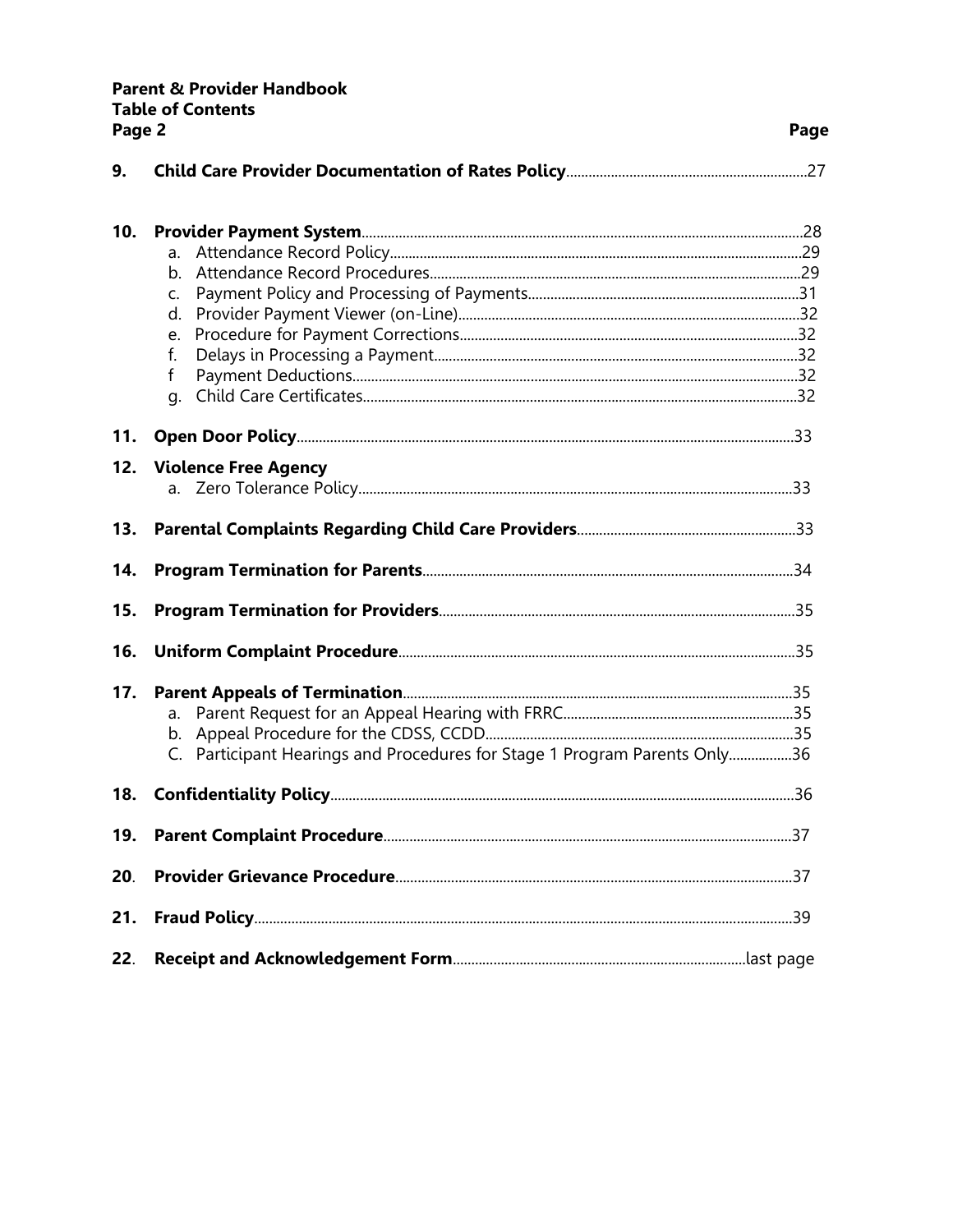**Parent & Provider Handbook**
**Table of Contents**
**Page 2** **Page**

**9. Child Care Provider Documentation of Rates Policy**.....27

**10. Provider Payment System**.....28

a. Attendance Record Policy.....29
b. Attendance Record Procedures.....29
c. Payment Policy and Processing of Payments.....31
d. Provider Payment Viewer (on-Line).....32
e. Procedure for Payment Corrections.....32
f. Delays in Processing a Payment.....32
f Payment Deductions.....32
g. Child Care Certificates.....32

**11. Open Door Policy**.....33

**12. Violence Free Agency**

a. Zero Tolerance Policy.....33

**13. Parental Complaints Regarding Child Care Providers**.....33

**14. Program Termination for Parents**.....34

**15. Program Termination for Providers**.....35

**16. Uniform Complaint Procedure**.....35

**17. Parent Appeals of Termination**.....35

a. Parent Request for an Appeal Hearing with FRRC.....35
b. Appeal Procedure for the CDSS, CCDD.....35
C. Participant Hearings and Procedures for Stage 1 Program Parents Only.....36

**18. Confidentiality Policy**.....36

**19. Parent Complaint Procedure**.....37

**20. Provider Grievance Procedure**.....37

**21. Fraud Policy**.....39

**22. Receipt and Acknowledgement Form**.....last page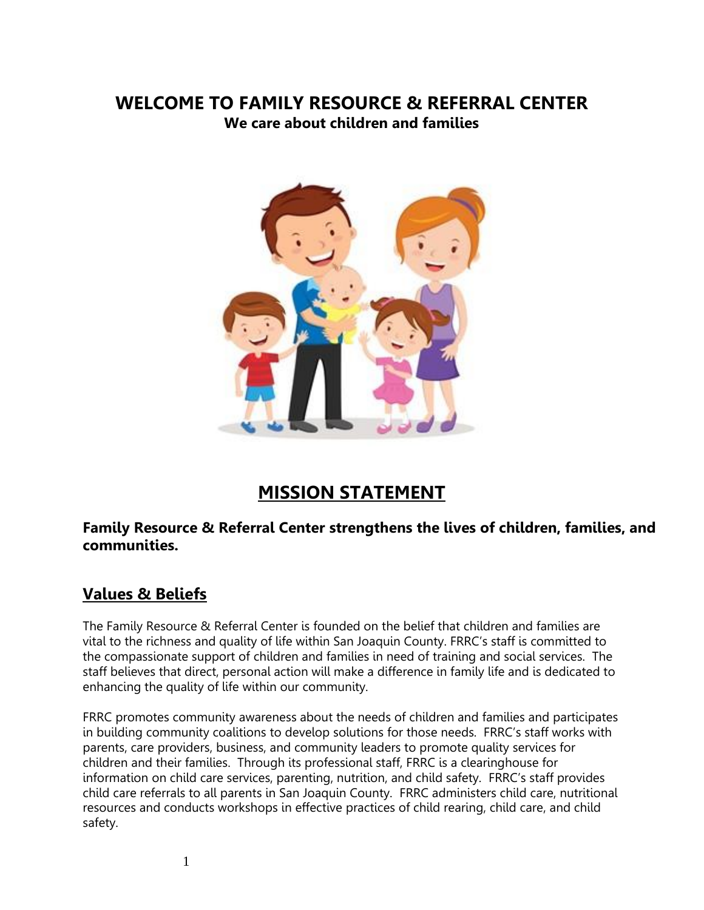# WELCOME TO FAMILY RESOURCE & REFERRAL CENTER

**We care about children and families**

## MISSION STATEMENT

**Family Resource & Referral Center strengthens the lives of children, families, and communities.**

## Values & Beliefs

The Family Resource & Referral Center is founded on the belief that children and families are vital to the richness and quality of life within San Joaquin County. FRRC's staff is committed to the compassionate support of children and families in need of training and social services. The staff believes that direct, personal action will make a difference in family life and is dedicated to enhancing the quality of life within our community.

FRRC promotes community awareness about the needs of children and families and participates in building community coalitions to develop solutions for those needs. FRRC's staff works with parents, care providers, business, and community leaders to promote quality services for children and their families. Through its professional staff, FRRC is a clearinghouse for information on child care services, parenting, nutrition, and child safety. FRRC's staff provides child care referrals to all parents in San Joaquin County. FRRC administers child care, nutritional resources and conducts workshops in effective practices of child rearing, child care, and child safety.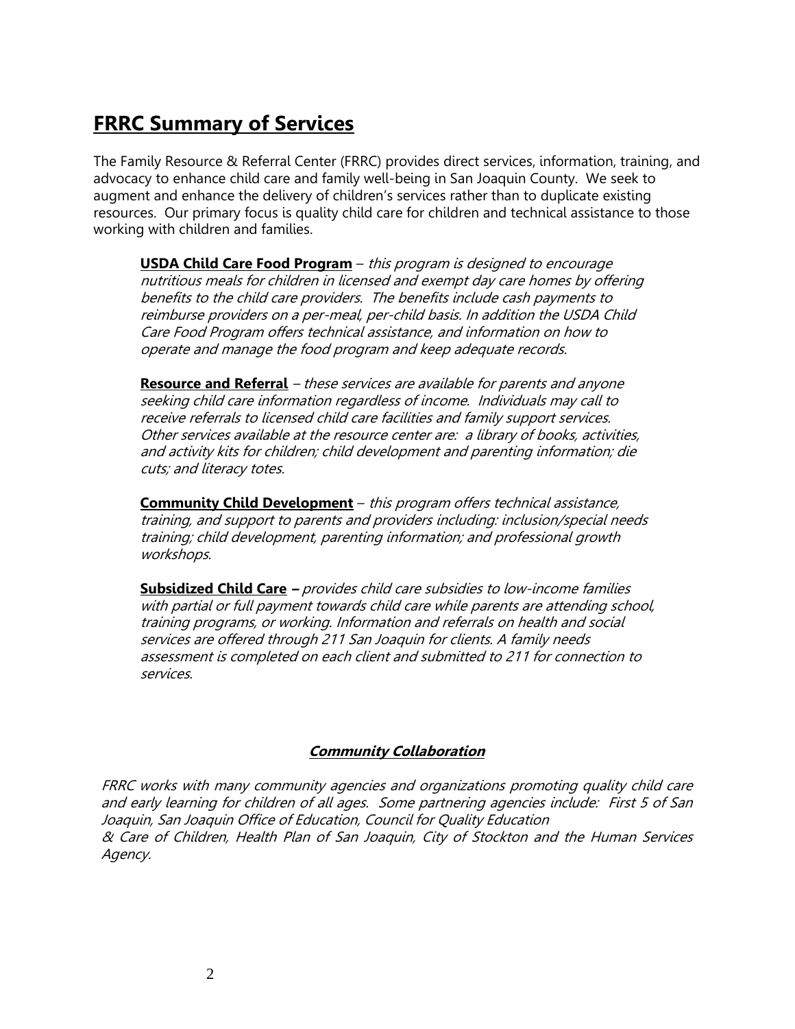## FRRC Summary of Services

The Family Resource & Referral Center (FRRC) provides direct services, information, training, and advocacy to enhance child care and family well-being in San Joaquin County. We seek to augment and enhance the delivery of children's services rather than to duplicate existing resources. Our primary focus is quality child care for children and technical assistance to those working with children and families.

**USDA Child Care Food Program** – *this program is designed to encourage nutritious meals for children in licensed and exempt day care homes by offering benefits to the child care providers. The benefits include cash payments to reimburse providers on a per-meal, per-child basis. In addition the USDA Child Care Food Program offers technical assistance, and information on how to operate and manage the food program and keep adequate records.*

**Resource and Referral** – *these services are available for parents and anyone seeking child care information regardless of income. Individuals may call to receive referrals to licensed child care facilities and family support services. Other services available at the resource center are: a library of books, activities, and activity kits for children; child development and parenting information; die cuts; and literacy totes.*

**Community Child Development** – *this program offers technical assistance, training, and support to parents and providers including: inclusion/special needs training; child development, parenting information; and professional growth workshops.*

**Subsidized Child Care** – *provides child care subsidies to low-income families with partial or full payment towards child care while parents are attending school, training programs, or working. Information and referrals on health and social services are offered through 211 San Joaquin for clients. A family needs assessment is completed on each client and submitted to 211 for connection to services.*

### ***Community Collaboration***

*FRRC works with many community agencies and organizations promoting quality child care and early learning for children of all ages. Some partnering agencies include: First 5 of San Joaquin, San Joaquin Office of Education, Council for Quality Education & Care of Children, Health Plan of San Joaquin, City of Stockton and the Human Services Agency.*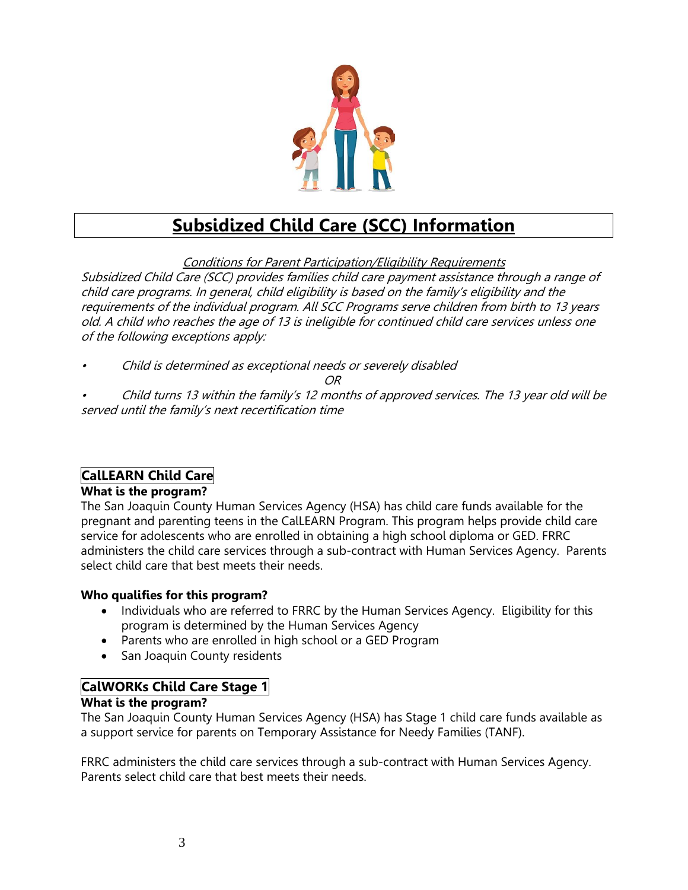# Subsidized Child Care (SCC) Information

*Conditions for Parent Participation/Eligibility Requirements*

*Subsidized Child Care (SCC) provides families child care payment assistance through a range of child care programs. In general, child eligibility is based on the family's eligibility and the requirements of the individual program. All SCC Programs serve children from birth to 13 years old. A child who reaches the age of 13 is ineligible for continued child care services unless one of the following exceptions apply:*

- *Child is determined as exceptional needs or severely disabled*

*OR*

- *Child turns 13 within the family's 12 months of approved services. The 13 year old will be served until the family's next recertification time*

## CalLEARN Child Care

**What is the program?**

The San Joaquin County Human Services Agency (HSA) has child care funds available for the pregnant and parenting teens in the CalLEARN Program. This program helps provide child care service for adolescents who are enrolled in obtaining a high school diploma or GED. FRRC administers the child care services through a sub-contract with Human Services Agency. Parents select child care that best meets their needs.

**Who qualifies for this program?**

- Individuals who are referred to FRRC by the Human Services Agency. Eligibility for this program is determined by the Human Services Agency
- Parents who are enrolled in high school or a GED Program
- San Joaquin County residents

## CalWORKs Child Care Stage 1

**What is the program?**

The San Joaquin County Human Services Agency (HSA) has Stage 1 child care funds available as a support service for parents on Temporary Assistance for Needy Families (TANF).

FRRC administers the child care services through a sub-contract with Human Services Agency. Parents select child care that best meets their needs.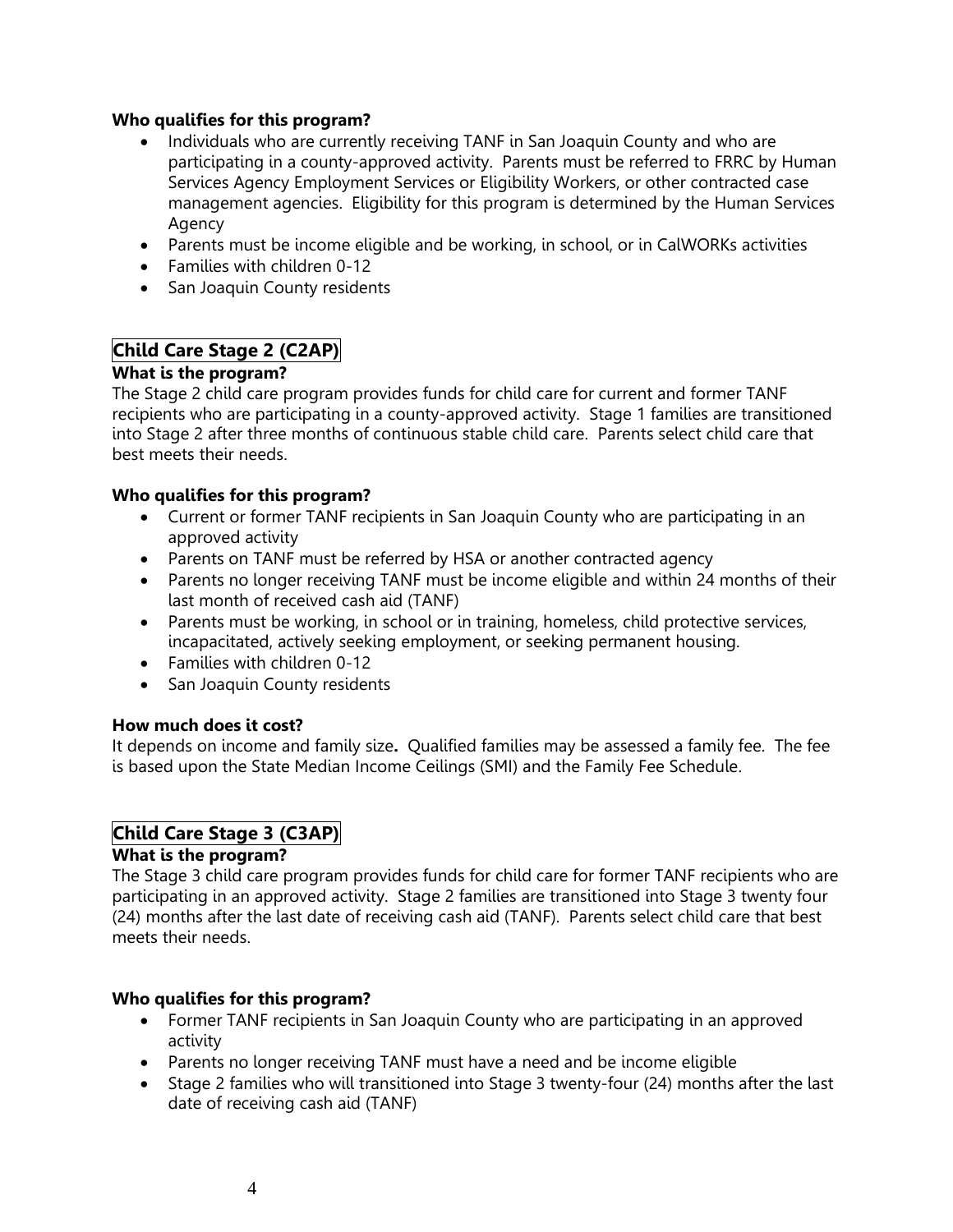**Who qualifies for this program?**

- Individuals who are currently receiving TANF in San Joaquin County and who are participating in a county-approved activity. Parents must be referred to FRRC by Human Services Agency Employment Services or Eligibility Workers, or other contracted case management agencies. Eligibility for this program is determined by the Human Services Agency
- Parents must be income eligible and be working, in school, or in CalWORKs activities
- Families with children 0-12
- San Joaquin County residents

## Child Care Stage 2 (C2AP)

**What is the program?**

The Stage 2 child care program provides funds for child care for current and former TANF recipients who are participating in a county-approved activity. Stage 1 families are transitioned into Stage 2 after three months of continuous stable child care. Parents select child care that best meets their needs.

**Who qualifies for this program?**

- Current or former TANF recipients in San Joaquin County who are participating in an approved activity
- Parents on TANF must be referred by HSA or another contracted agency
- Parents no longer receiving TANF must be income eligible and within 24 months of their last month of received cash aid (TANF)
- Parents must be working, in school or in training, homeless, child protective services, incapacitated, actively seeking employment, or seeking permanent housing.
- Families with children 0-12
- San Joaquin County residents

**How much does it cost?**

It depends on income and family size**.** Qualified families may be assessed a family fee. The fee is based upon the State Median Income Ceilings (SMI) and the Family Fee Schedule.

## Child Care Stage 3 (C3AP)

**What is the program?**

The Stage 3 child care program provides funds for child care for former TANF recipients who are participating in an approved activity. Stage 2 families are transitioned into Stage 3 twenty four (24) months after the last date of receiving cash aid (TANF). Parents select child care that best meets their needs.

**Who qualifies for this program?**

- Former TANF recipients in San Joaquin County who are participating in an approved activity
- Parents no longer receiving TANF must have a need and be income eligible
- Stage 2 families who will transitioned into Stage 3 twenty-four (24) months after the last date of receiving cash aid (TANF)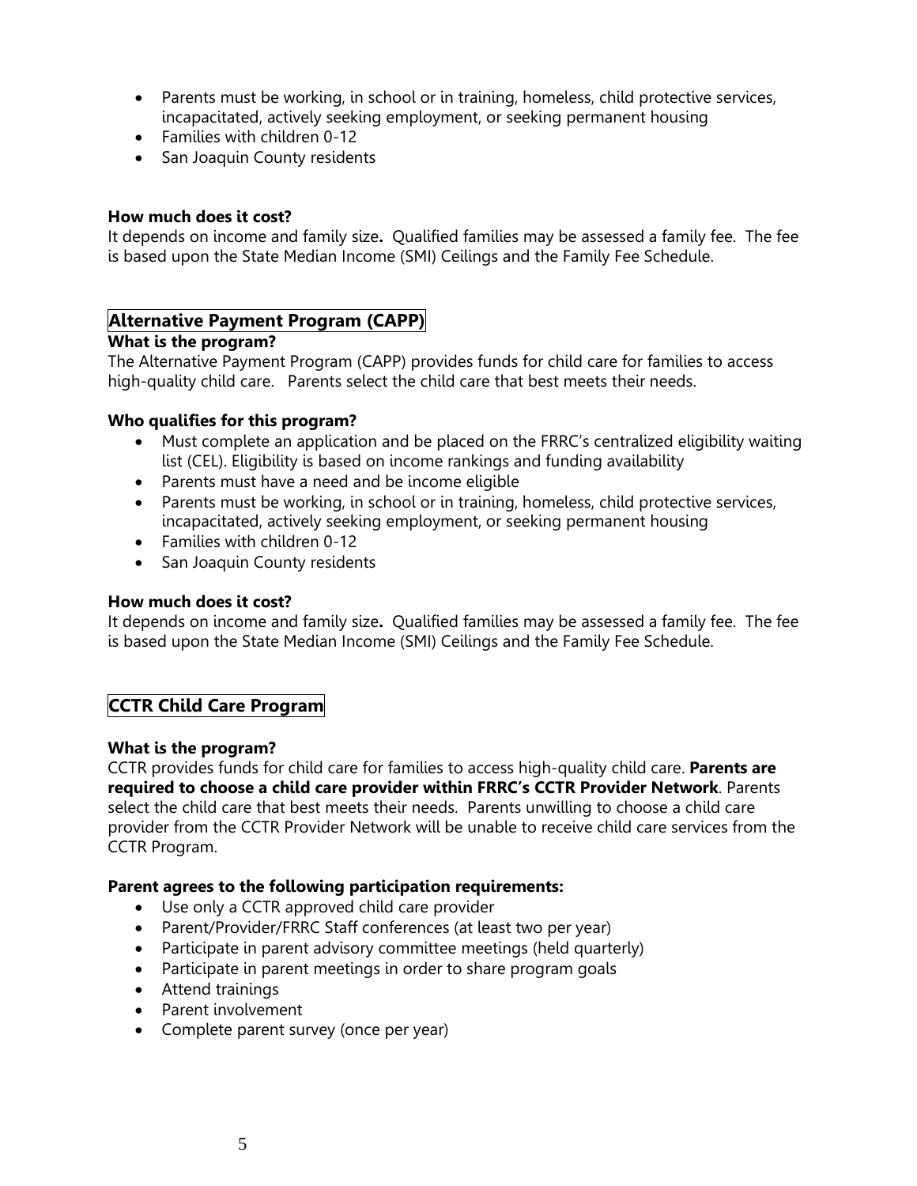- Parents must be working, in school or in training, homeless, child protective services, incapacitated, actively seeking employment, or seeking permanent housing
- Families with children 0-12
- San Joaquin County residents

**How much does it cost?**

It depends on income and family size**.** Qualified families may be assessed a family fee. The fee is based upon the State Median Income (SMI) Ceilings and the Family Fee Schedule.

## Alternative Payment Program (CAPP)

**What is the program?**

The Alternative Payment Program (CAPP) provides funds for child care for families to access high-quality child care. Parents select the child care that best meets their needs.

**Who qualifies for this program?**

- Must complete an application and be placed on the FRRC's centralized eligibility waiting list (CEL). Eligibility is based on income rankings and funding availability
- Parents must have a need and be income eligible
- Parents must be working, in school or in training, homeless, child protective services, incapacitated, actively seeking employment, or seeking permanent housing
- Families with children 0-12
- San Joaquin County residents

**How much does it cost?**

It depends on income and family size**.** Qualified families may be assessed a family fee. The fee is based upon the State Median Income (SMI) Ceilings and the Family Fee Schedule.

## CCTR Child Care Program

**What is the program?**

CCTR provides funds for child care for families to access high-quality child care. **Parents are required to choose a child care provider within FRRC's CCTR Provider Network**. Parents select the child care that best meets their needs. Parents unwilling to choose a child care provider from the CCTR Provider Network will be unable to receive child care services from the CCTR Program.

**Parent agrees to the following participation requirements:**

- Use only a CCTR approved child care provider
- Parent/Provider/FRRC Staff conferences (at least two per year)
- Participate in parent advisory committee meetings (held quarterly)
- Participate in parent meetings in order to share program goals
- Attend trainings
- Parent involvement
- Complete parent survey (once per year)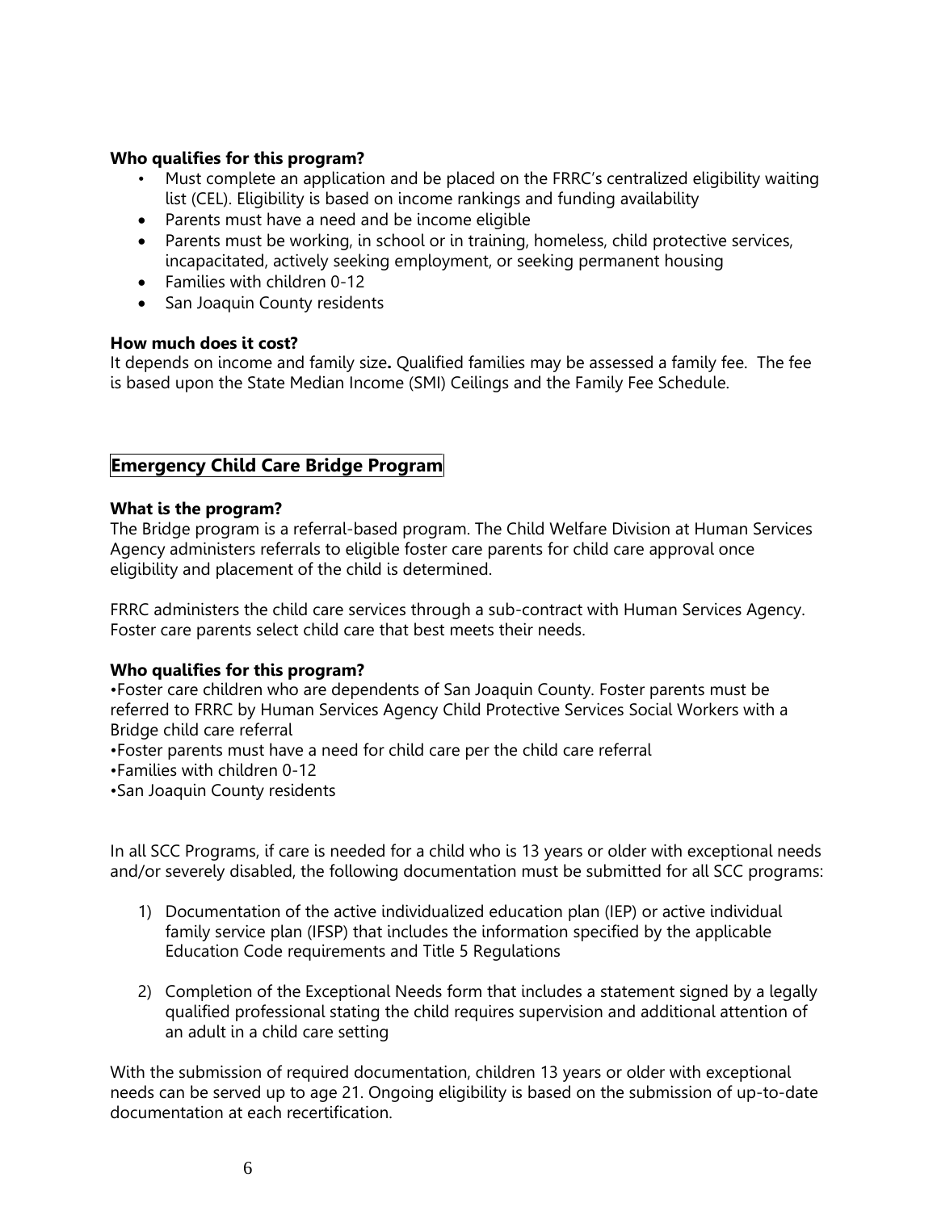**Who qualifies for this program?**

- Must complete an application and be placed on the FRRC's centralized eligibility waiting list (CEL). Eligibility is based on income rankings and funding availability
- Parents must have a need and be income eligible
- Parents must be working, in school or in training, homeless, child protective services, incapacitated, actively seeking employment, or seeking permanent housing
- Families with children 0-12
- San Joaquin County residents

**How much does it cost?**

It depends on income and family size**.** Qualified families may be assessed a family fee. The fee is based upon the State Median Income (SMI) Ceilings and the Family Fee Schedule.

## Emergency Child Care Bridge Program

**What is the program?**

The Bridge program is a referral-based program. The Child Welfare Division at Human Services Agency administers referrals to eligible foster care parents for child care approval once eligibility and placement of the child is determined.

FRRC administers the child care services through a sub-contract with Human Services Agency. Foster care parents select child care that best meets their needs.

**Who qualifies for this program?**

•Foster care children who are dependents of San Joaquin County. Foster parents must be referred to FRRC by Human Services Agency Child Protective Services Social Workers with a Bridge child care referral

•Foster parents must have a need for child care per the child care referral

•Families with children 0-12

•San Joaquin County residents

In all SCC Programs, if care is needed for a child who is 13 years or older with exceptional needs and/or severely disabled, the following documentation must be submitted for all SCC programs:

1) Documentation of the active individualized education plan (IEP) or active individual family service plan (IFSP) that includes the information specified by the applicable Education Code requirements and Title 5 Regulations

2) Completion of the Exceptional Needs form that includes a statement signed by a legally qualified professional stating the child requires supervision and additional attention of an adult in a child care setting

With the submission of required documentation, children 13 years or older with exceptional needs can be served up to age 21. Ongoing eligibility is based on the submission of up-to-date documentation at each recertification.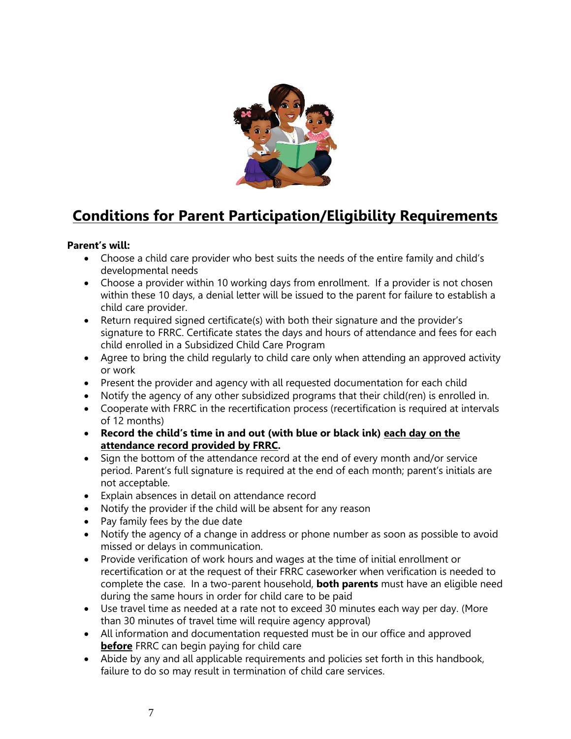## <u>Conditions for Parent Participation/Eligibility Requirements</u>

**Parent's will:**

- Choose a child care provider who best suits the needs of the entire family and child's developmental needs
- Choose a provider within 10 working days from enrollment. If a provider is not chosen within these 10 days, a denial letter will be issued to the parent for failure to establish a child care provider.
- Return required signed certificate(s) with both their signature and the provider's signature to FRRC. Certificate states the days and hours of attendance and fees for each child enrolled in a Subsidized Child Care Program
- Agree to bring the child regularly to child care only when attending an approved activity or work
- Present the provider and agency with all requested documentation for each child
- Notify the agency of any other subsidized programs that their child(ren) is enrolled in.
- Cooperate with FRRC in the recertification process (recertification is required at intervals of 12 months)
- **Record the child's time in and out (with blue or black ink) <u>each day on the attendance record provided by FRRC</u>.**
- Sign the bottom of the attendance record at the end of every month and/or service period. Parent's full signature is required at the end of each month; parent's initials are not acceptable.
- Explain absences in detail on attendance record
- Notify the provider if the child will be absent for any reason
- Pay family fees by the due date
- Notify the agency of a change in address or phone number as soon as possible to avoid missed or delays in communication.
- Provide verification of work hours and wages at the time of initial enrollment or recertification or at the request of their FRRC caseworker when verification is needed to complete the case. In a two-parent household, **both parents** must have an eligible need during the same hours in order for child care to be paid
- Use travel time as needed at a rate not to exceed 30 minutes each way per day. (More than 30 minutes of travel time will require agency approval)
- All information and documentation requested must be in our office and approved **<u>before</u>** FRRC can begin paying for child care
- Abide by any and all applicable requirements and policies set forth in this handbook, failure to do so may result in termination of child care services.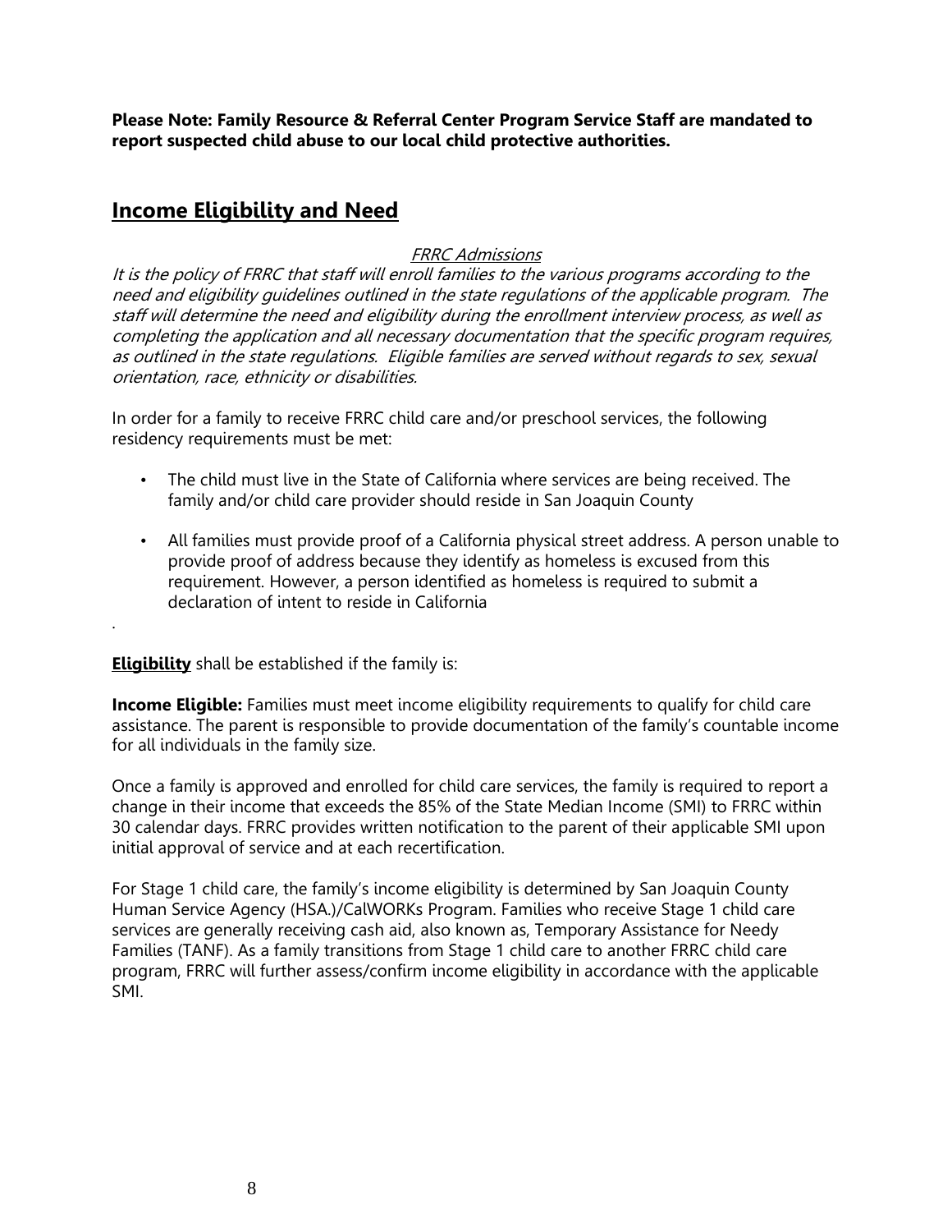**Please Note: Family Resource & Referral Center Program Service Staff are mandated to report suspected child abuse to our local child protective authorities.**

## Income Eligibility and Need

*FRRC Admissions*

*It is the policy of FRRC that staff will enroll families to the various programs according to the need and eligibility guidelines outlined in the state regulations of the applicable program. The staff will determine the need and eligibility during the enrollment interview process, as well as completing the application and all necessary documentation that the specific program requires, as outlined in the state regulations. Eligible families are served without regards to sex, sexual orientation, race, ethnicity or disabilities.*

In order for a family to receive FRRC child care and/or preschool services, the following residency requirements must be met:

- The child must live in the State of California where services are being received. The family and/or child care provider should reside in San Joaquin County
- All families must provide proof of a California physical street address. A person unable to provide proof of address because they identify as homeless is excused from this requirement. However, a person identified as homeless is required to submit a declaration of intent to reside in California

.

**Eligibility** shall be established if the family is:

**Income Eligible:** Families must meet income eligibility requirements to qualify for child care assistance. The parent is responsible to provide documentation of the family's countable income for all individuals in the family size.

Once a family is approved and enrolled for child care services, the family is required to report a change in their income that exceeds the 85% of the State Median Income (SMI) to FRRC within 30 calendar days. FRRC provides written notification to the parent of their applicable SMI upon initial approval of service and at each recertification.

For Stage 1 child care, the family's income eligibility is determined by San Joaquin County Human Service Agency (HSA.)/CalWORKs Program. Families who receive Stage 1 child care services are generally receiving cash aid, also known as, Temporary Assistance for Needy Families (TANF). As a family transitions from Stage 1 child care to another FRRC child care program, FRRC will further assess/confirm income eligibility in accordance with the applicable SMI.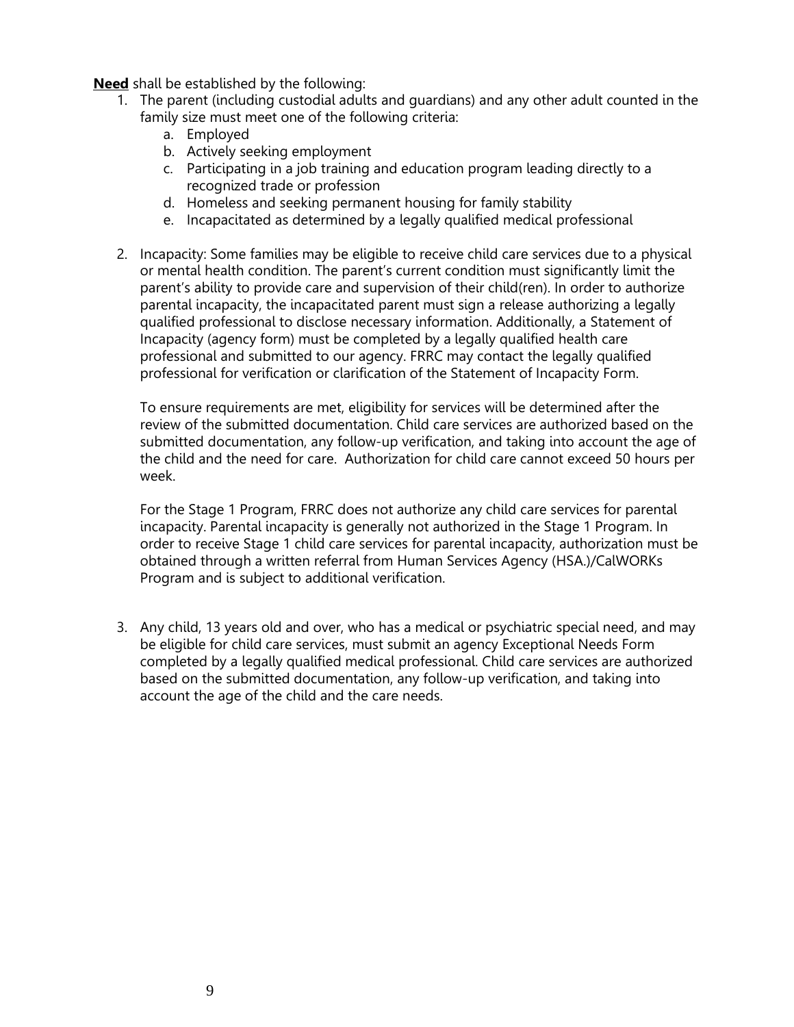**<u>Need</u>** shall be established by the following:

1. The parent (including custodial adults and guardians) and any other adult counted in the family size must meet one of the following criteria:
   a. Employed
   b. Actively seeking employment
   c. Participating in a job training and education program leading directly to a recognized trade or profession
   d. Homeless and seeking permanent housing for family stability
   e. Incapacitated as determined by a legally qualified medical professional

2. Incapacity: Some families may be eligible to receive child care services due to a physical or mental health condition. The parent's current condition must significantly limit the parent's ability to provide care and supervision of their child(ren). In order to authorize parental incapacity, the incapacitated parent must sign a release authorizing a legally qualified professional to disclose necessary information. Additionally, a Statement of Incapacity (agency form) must be completed by a legally qualified health care professional and submitted to our agency. FRRC may contact the legally qualified professional for verification or clarification of the Statement of Incapacity Form.

   To ensure requirements are met, eligibility for services will be determined after the review of the submitted documentation. Child care services are authorized based on the submitted documentation, any follow-up verification, and taking into account the age of the child and the need for care. Authorization for child care cannot exceed 50 hours per week.

   For the Stage 1 Program, FRRC does not authorize any child care services for parental incapacity. Parental incapacity is generally not authorized in the Stage 1 Program. In order to receive Stage 1 child care services for parental incapacity, authorization must be obtained through a written referral from Human Services Agency (HSA.)/CalWORKs Program and is subject to additional verification.

3. Any child, 13 years old and over, who has a medical or psychiatric special need, and may be eligible for child care services, must submit an agency Exceptional Needs Form completed by a legally qualified medical professional. Child care services are authorized based on the submitted documentation, any follow-up verification, and taking into account the age of the child and the care needs.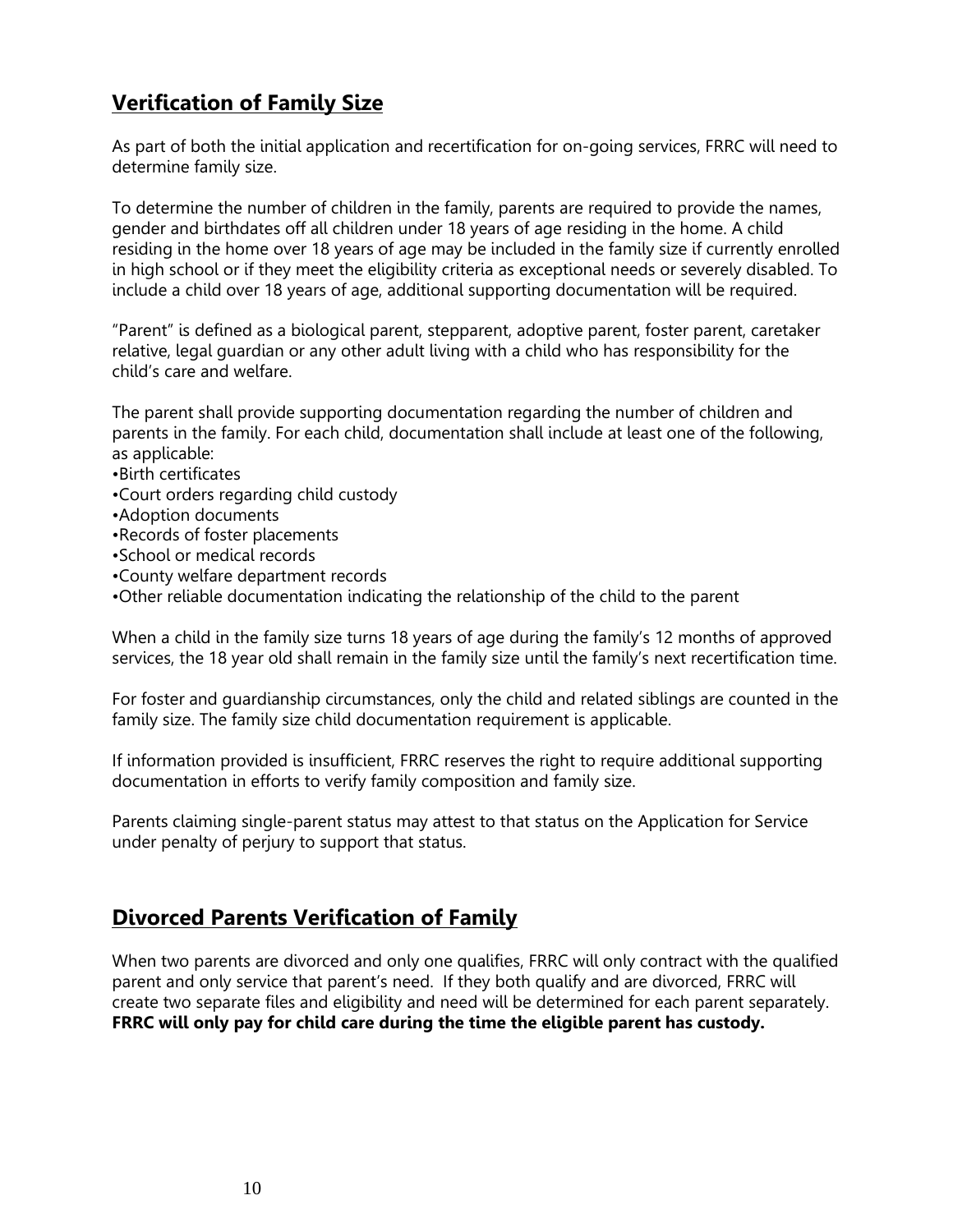## Verification of Family Size

As part of both the initial application and recertification for on-going services, FRRC will need to determine family size.

To determine the number of children in the family, parents are required to provide the names, gender and birthdates off all children under 18 years of age residing in the home. A child residing in the home over 18 years of age may be included in the family size if currently enrolled in high school or if they meet the eligibility criteria as exceptional needs or severely disabled. To include a child over 18 years of age, additional supporting documentation will be required.

"Parent" is defined as a biological parent, stepparent, adoptive parent, foster parent, caretaker relative, legal guardian or any other adult living with a child who has responsibility for the child's care and welfare.

The parent shall provide supporting documentation regarding the number of children and parents in the family. For each child, documentation shall include at least one of the following, as applicable:

- Birth certificates
- Court orders regarding child custody
- Adoption documents
- Records of foster placements
- School or medical records
- County welfare department records
- Other reliable documentation indicating the relationship of the child to the parent

When a child in the family size turns 18 years of age during the family's 12 months of approved services, the 18 year old shall remain in the family size until the family's next recertification time.

For foster and guardianship circumstances, only the child and related siblings are counted in the family size. The family size child documentation requirement is applicable.

If information provided is insufficient, FRRC reserves the right to require additional supporting documentation in efforts to verify family composition and family size.

Parents claiming single-parent status may attest to that status on the Application for Service under penalty of perjury to support that status.

## Divorced Parents Verification of Family

When two parents are divorced and only one qualifies, FRRC will only contract with the qualified parent and only service that parent's need. If they both qualify and are divorced, FRRC will create two separate files and eligibility and need will be determined for each parent separately. **FRRC will only pay for child care during the time the eligible parent has custody.**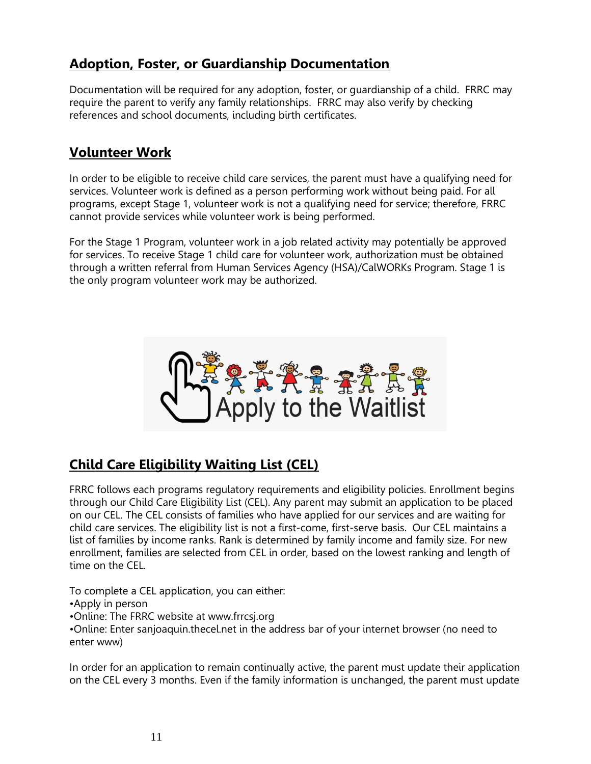## Adoption, Foster, or Guardianship Documentation

Documentation will be required for any adoption, foster, or guardianship of a child. FRRC may require the parent to verify any family relationships. FRRC may also verify by checking references and school documents, including birth certificates.

## Volunteer Work

In order to be eligible to receive child care services, the parent must have a qualifying need for services. Volunteer work is defined as a person performing work without being paid. For all programs, except Stage 1, volunteer work is not a qualifying need for service; therefore, FRRC cannot provide services while volunteer work is being performed.

For the Stage 1 Program, volunteer work in a job related activity may potentially be approved for services. To receive Stage 1 child care for volunteer work, authorization must be obtained through a written referral from Human Services Agency (HSA)/CalWORKs Program. Stage 1 is the only program volunteer work may be authorized.

Apply to the Waitlist

## Child Care Eligibility Waiting List (CEL)

FRRC follows each programs regulatory requirements and eligibility policies. Enrollment begins through our Child Care Eligibility List (CEL). Any parent may submit an application to be placed on our CEL. The CEL consists of families who have applied for our services and are waiting for child care services. The eligibility list is not a first-come, first-serve basis. Our CEL maintains a list of families by income ranks. Rank is determined by family income and family size. For new enrollment, families are selected from CEL in order, based on the lowest ranking and length of time on the CEL.

To complete a CEL application, you can either:

- Apply in person
- Online: The FRRC website at www.frrcsj.org
- Online: Enter sanjoaquin.thecel.net in the address bar of your internet browser (no need to enter www)

In order for an application to remain continually active, the parent must update their application on the CEL every 3 months. Even if the family information is unchanged, the parent must update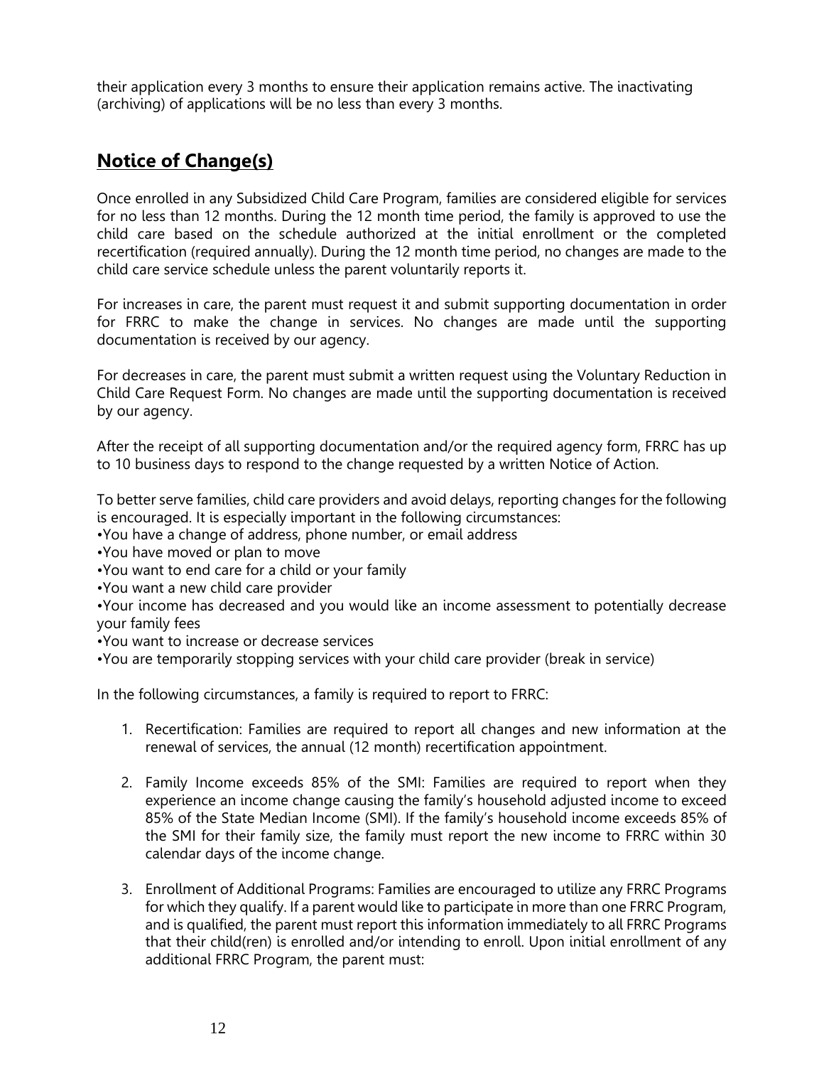their application every 3 months to ensure their application remains active. The inactivating (archiving) of applications will be no less than every 3 months.

## **Notice of Change(s)**

Once enrolled in any Subsidized Child Care Program, families are considered eligible for services for no less than 12 months. During the 12 month time period, the family is approved to use the child care based on the schedule authorized at the initial enrollment or the completed recertification (required annually). During the 12 month time period, no changes are made to the child care service schedule unless the parent voluntarily reports it.

For increases in care, the parent must request it and submit supporting documentation in order for FRRC to make the change in services. No changes are made until the supporting documentation is received by our agency.

For decreases in care, the parent must submit a written request using the Voluntary Reduction in Child Care Request Form. No changes are made until the supporting documentation is received by our agency.

After the receipt of all supporting documentation and/or the required agency form, FRRC has up to 10 business days to respond to the change requested by a written Notice of Action.

To better serve families, child care providers and avoid delays, reporting changes for the following is encouraged. It is especially important in the following circumstances:

- You have a change of address, phone number, or email address
- You have moved or plan to move
- You want to end care for a child or your family
- You want a new child care provider
- Your income has decreased and you would like an income assessment to potentially decrease your family fees
- You want to increase or decrease services
- You are temporarily stopping services with your child care provider (break in service)

In the following circumstances, a family is required to report to FRRC:

1. Recertification: Families are required to report all changes and new information at the renewal of services, the annual (12 month) recertification appointment.

2. Family Income exceeds 85% of the SMI: Families are required to report when they experience an income change causing the family's household adjusted income to exceed 85% of the State Median Income (SMI). If the family's household income exceeds 85% of the SMI for their family size, the family must report the new income to FRRC within 30 calendar days of the income change.

3. Enrollment of Additional Programs: Families are encouraged to utilize any FRRC Programs for which they qualify. If a parent would like to participate in more than one FRRC Program, and is qualified, the parent must report this information immediately to all FRRC Programs that their child(ren) is enrolled and/or intending to enroll. Upon initial enrollment of any additional FRRC Program, the parent must: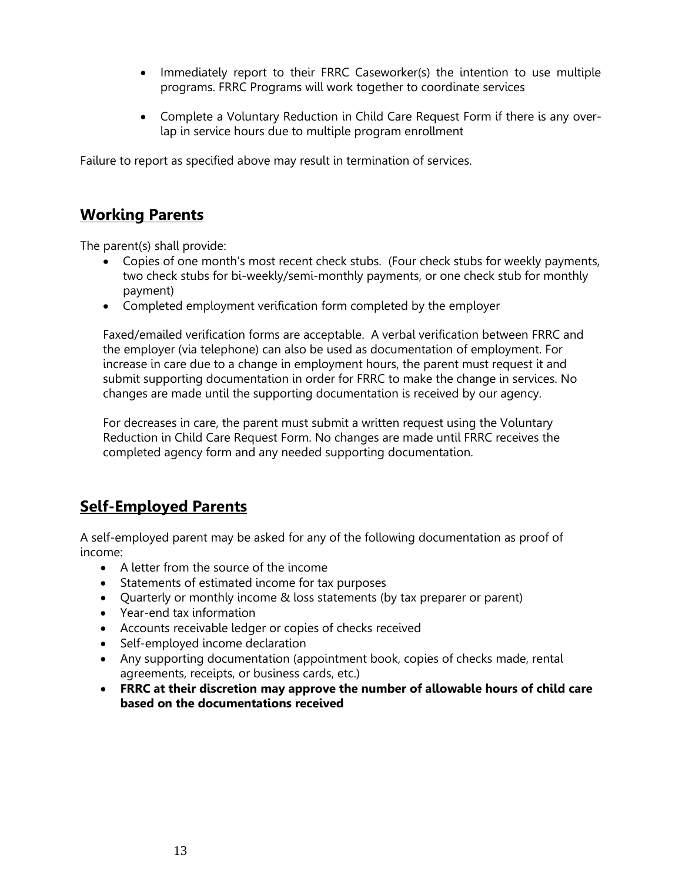- Immediately report to their FRRC Caseworker(s) the intention to use multiple programs. FRRC Programs will work together to coordinate services
- Complete a Voluntary Reduction in Child Care Request Form if there is any overlap in service hours due to multiple program enrollment

Failure to report as specified above may result in termination of services.

## Working Parents

The parent(s) shall provide:

- Copies of one month's most recent check stubs. (Four check stubs for weekly payments, two check stubs for bi-weekly/semi-monthly payments, or one check stub for monthly payment)
- Completed employment verification form completed by the employer

Faxed/emailed verification forms are acceptable. A verbal verification between FRRC and the employer (via telephone) can also be used as documentation of employment. For increase in care due to a change in employment hours, the parent must request it and submit supporting documentation in order for FRRC to make the change in services. No changes are made until the supporting documentation is received by our agency.

For decreases in care, the parent must submit a written request using the Voluntary Reduction in Child Care Request Form. No changes are made until FRRC receives the completed agency form and any needed supporting documentation.

## Self-Employed Parents

A self-employed parent may be asked for any of the following documentation as proof of income:

- A letter from the source of the income
- Statements of estimated income for tax purposes
- Quarterly or monthly income & loss statements (by tax preparer or parent)
- Year-end tax information
- Accounts receivable ledger or copies of checks received
- Self-employed income declaration
- Any supporting documentation (appointment book, copies of checks made, rental agreements, receipts, or business cards, etc.)
- **FRRC at their discretion may approve the number of allowable hours of child care based on the documentations received**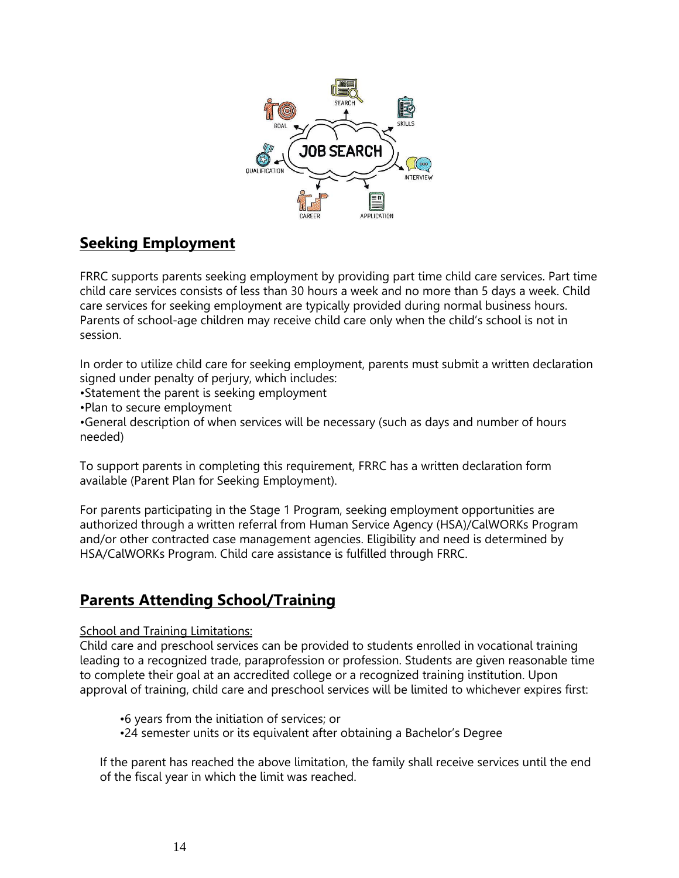## Seeking Employment

FRRC supports parents seeking employment by providing part time child care services. Part time child care services consists of less than 30 hours a week and no more than 5 days a week. Child care services for seeking employment are typically provided during normal business hours. Parents of school-age children may receive child care only when the child's school is not in session.

In order to utilize child care for seeking employment, parents must submit a written declaration signed under penalty of perjury, which includes:

•Statement the parent is seeking employment
•Plan to secure employment
•General description of when services will be necessary (such as days and number of hours needed)

To support parents in completing this requirement, FRRC has a written declaration form available (Parent Plan for Seeking Employment).

For parents participating in the Stage 1 Program, seeking employment opportunities are authorized through a written referral from Human Service Agency (HSA)/CalWORKs Program and/or other contracted case management agencies. Eligibility and need is determined by HSA/CalWORKs Program. Child care assistance is fulfilled through FRRC.

## Parents Attending School/Training

School and Training Limitations:

Child care and preschool services can be provided to students enrolled in vocational training leading to a recognized trade, paraprofession or profession. Students are given reasonable time to complete their goal at an accredited college or a recognized training institution. Upon approval of training, child care and preschool services will be limited to whichever expires first:

•6 years from the initiation of services; or
•24 semester units or its equivalent after obtaining a Bachelor's Degree

If the parent has reached the above limitation, the family shall receive services until the end of the fiscal year in which the limit was reached.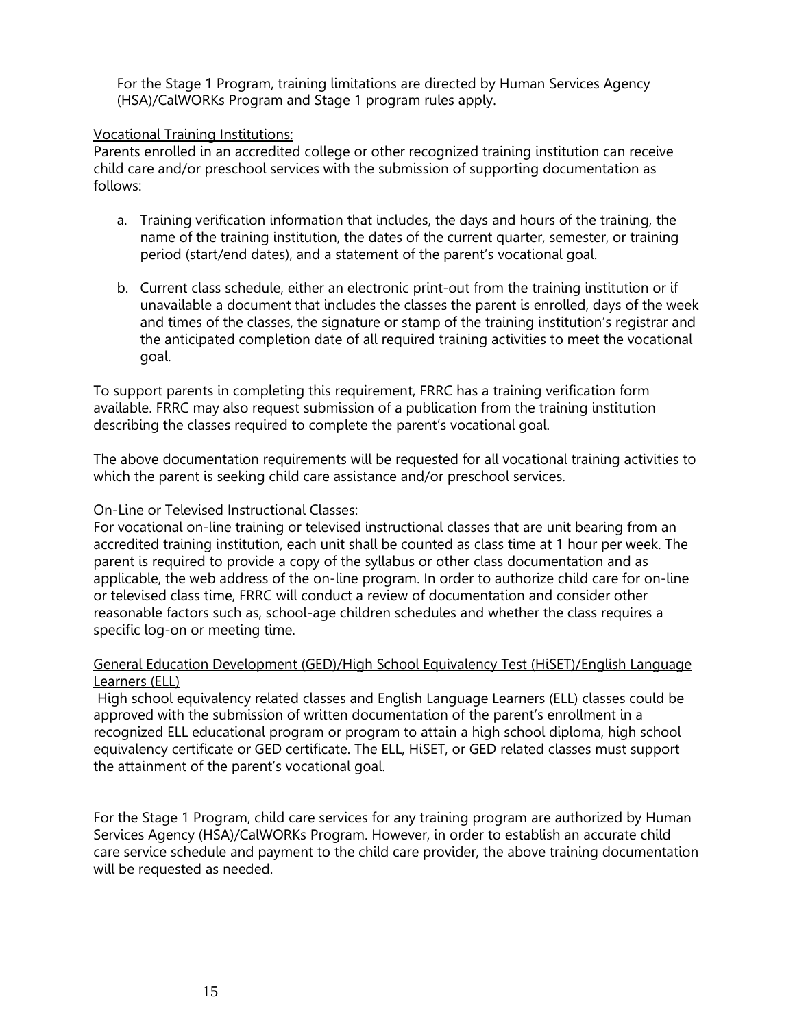For the Stage 1 Program, training limitations are directed by Human Services Agency (HSA)/CalWORKs Program and Stage 1 program rules apply.

Vocational Training Institutions:

Parents enrolled in an accredited college or other recognized training institution can receive child care and/or preschool services with the submission of supporting documentation as follows:

a. Training verification information that includes, the days and hours of the training, the name of the training institution, the dates of the current quarter, semester, or training period (start/end dates), and a statement of the parent's vocational goal.

b. Current class schedule, either an electronic print-out from the training institution or if unavailable a document that includes the classes the parent is enrolled, days of the week and times of the classes, the signature or stamp of the training institution's registrar and the anticipated completion date of all required training activities to meet the vocational goal.

To support parents in completing this requirement, FRRC has a training verification form available. FRRC may also request submission of a publication from the training institution describing the classes required to complete the parent's vocational goal.

The above documentation requirements will be requested for all vocational training activities to which the parent is seeking child care assistance and/or preschool services.

On-Line or Televised Instructional Classes:

For vocational on-line training or televised instructional classes that are unit bearing from an accredited training institution, each unit shall be counted as class time at 1 hour per week. The parent is required to provide a copy of the syllabus or other class documentation and as applicable, the web address of the on-line program. In order to authorize child care for on-line or televised class time, FRRC will conduct a review of documentation and consider other reasonable factors such as, school-age children schedules and whether the class requires a specific log-on or meeting time.

General Education Development (GED)/High School Equivalency Test (HiSET)/English Language Learners (ELL)

High school equivalency related classes and English Language Learners (ELL) classes could be approved with the submission of written documentation of the parent's enrollment in a recognized ELL educational program or program to attain a high school diploma, high school equivalency certificate or GED certificate. The ELL, HiSET, or GED related classes must support the attainment of the parent's vocational goal.

For the Stage 1 Program, child care services for any training program are authorized by Human Services Agency (HSA)/CalWORKs Program. However, in order to establish an accurate child care service schedule and payment to the child care provider, the above training documentation will be requested as needed.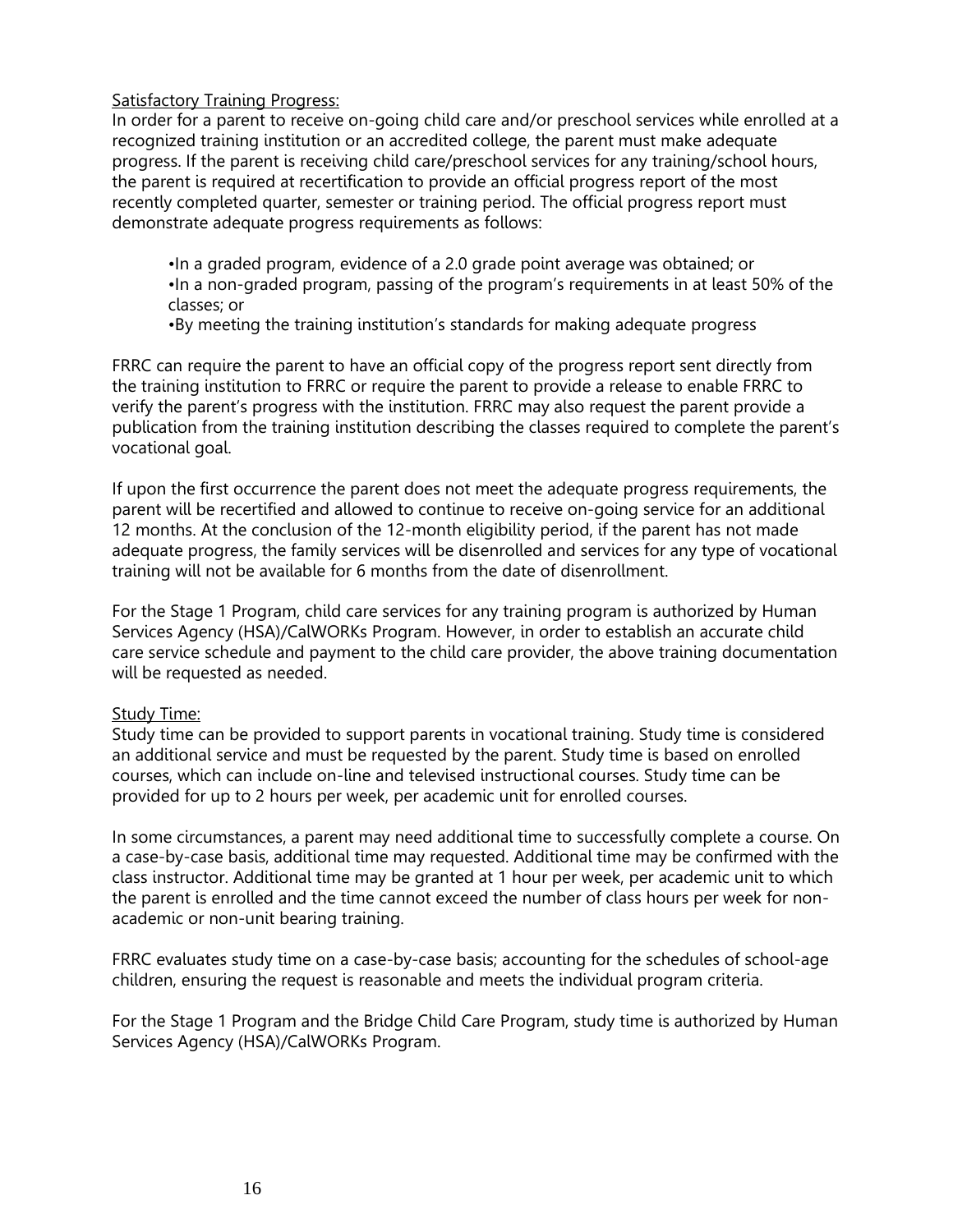Satisfactory Training Progress:

In order for a parent to receive on-going child care and/or preschool services while enrolled at a recognized training institution or an accredited college, the parent must make adequate progress. If the parent is receiving child care/preschool services for any training/school hours, the parent is required at recertification to provide an official progress report of the most recently completed quarter, semester or training period. The official progress report must demonstrate adequate progress requirements as follows:

- •In a graded program, evidence of a 2.0 grade point average was obtained; or
- •In a non-graded program, passing of the program's requirements in at least 50% of the classes; or
- •By meeting the training institution's standards for making adequate progress

FRRC can require the parent to have an official copy of the progress report sent directly from the training institution to FRRC or require the parent to provide a release to enable FRRC to verify the parent's progress with the institution. FRRC may also request the parent provide a publication from the training institution describing the classes required to complete the parent's vocational goal.

If upon the first occurrence the parent does not meet the adequate progress requirements, the parent will be recertified and allowed to continue to receive on-going service for an additional 12 months. At the conclusion of the 12-month eligibility period, if the parent has not made adequate progress, the family services will be disenrolled and services for any type of vocational training will not be available for 6 months from the date of disenrollment.

For the Stage 1 Program, child care services for any training program is authorized by Human Services Agency (HSA)/CalWORKs Program. However, in order to establish an accurate child care service schedule and payment to the child care provider, the above training documentation will be requested as needed.

Study Time:

Study time can be provided to support parents in vocational training. Study time is considered an additional service and must be requested by the parent. Study time is based on enrolled courses, which can include on-line and televised instructional courses. Study time can be provided for up to 2 hours per week, per academic unit for enrolled courses.

In some circumstances, a parent may need additional time to successfully complete a course. On a case-by-case basis, additional time may requested. Additional time may be confirmed with the class instructor. Additional time may be granted at 1 hour per week, per academic unit to which the parent is enrolled and the time cannot exceed the number of class hours per week for non-academic or non-unit bearing training.

FRRC evaluates study time on a case-by-case basis; accounting for the schedules of school-age children, ensuring the request is reasonable and meets the individual program criteria.

For the Stage 1 Program and the Bridge Child Care Program, study time is authorized by Human Services Agency (HSA)/CalWORKs Program.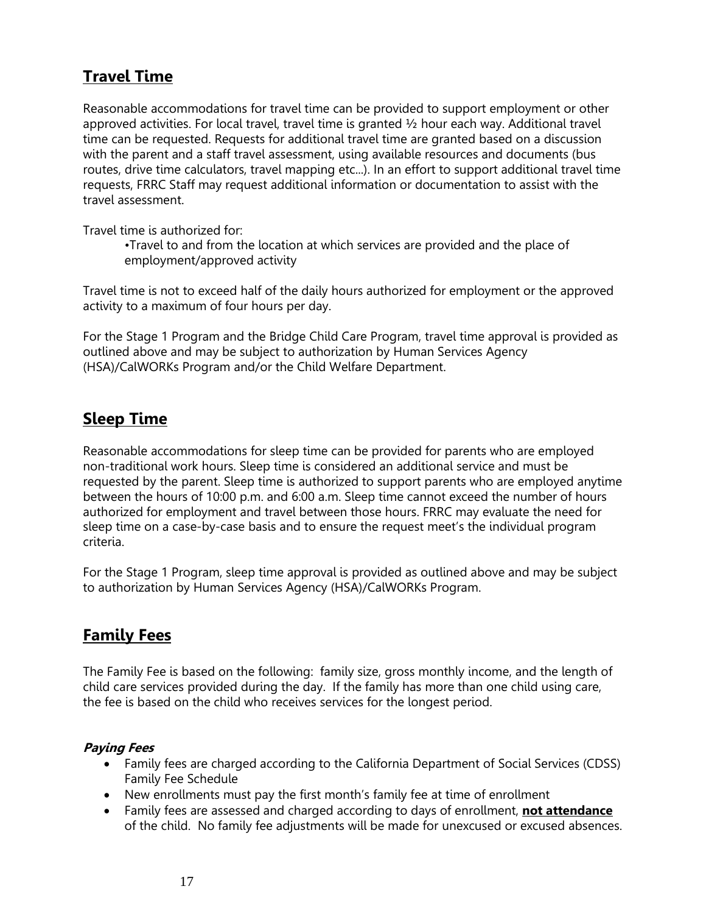## Travel Time

Reasonable accommodations for travel time can be provided to support employment or other approved activities. For local travel, travel time is granted ½ hour each way. Additional travel time can be requested. Requests for additional travel time are granted based on a discussion with the parent and a staff travel assessment, using available resources and documents (bus routes, drive time calculators, travel mapping etc...). In an effort to support additional travel time requests, FRRC Staff may request additional information or documentation to assist with the travel assessment.

Travel time is authorized for:

> •Travel to and from the location at which services are provided and the place of employment/approved activity

Travel time is not to exceed half of the daily hours authorized for employment or the approved activity to a maximum of four hours per day.

For the Stage 1 Program and the Bridge Child Care Program, travel time approval is provided as outlined above and may be subject to authorization by Human Services Agency (HSA)/CalWORKs Program and/or the Child Welfare Department.

## Sleep Time

Reasonable accommodations for sleep time can be provided for parents who are employed non-traditional work hours. Sleep time is considered an additional service and must be requested by the parent. Sleep time is authorized to support parents who are employed anytime between the hours of 10:00 p.m. and 6:00 a.m. Sleep time cannot exceed the number of hours authorized for employment and travel between those hours. FRRC may evaluate the need for sleep time on a case-by-case basis and to ensure the request meet's the individual program criteria.

For the Stage 1 Program, sleep time approval is provided as outlined above and may be subject to authorization by Human Services Agency (HSA)/CalWORKs Program.

## Family Fees

The Family Fee is based on the following: family size, gross monthly income, and the length of child care services provided during the day. If the family has more than one child using care, the fee is based on the child who receives services for the longest period.

### *Paying Fees*

- Family fees are charged according to the California Department of Social Services (CDSS) Family Fee Schedule
- New enrollments must pay the first month's family fee at time of enrollment
- Family fees are assessed and charged according to days of enrollment, **not attendance** of the child. No family fee adjustments will be made for unexcused or excused absences.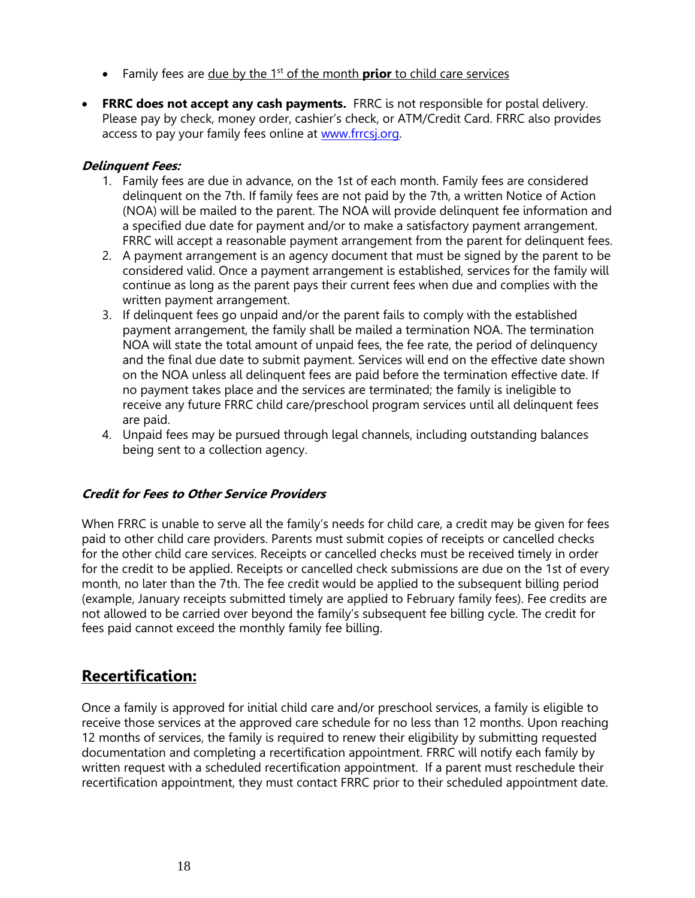- Family fees are <u>due by the 1st of the month **prior** to child care services</u>

- **FRRC does not accept any cash payments.** FRRC is not responsible for postal delivery. Please pay by check, money order, cashier's check, or ATM/Credit Card. FRRC also provides access to pay your family fees online at www.frrcsj.org.

***Delinquent Fees:***

1. Family fees are due in advance, on the 1st of each month. Family fees are considered delinquent on the 7th. If family fees are not paid by the 7th, a written Notice of Action (NOA) will be mailed to the parent. The NOA will provide delinquent fee information and a specified due date for payment and/or to make a satisfactory payment arrangement. FRRC will accept a reasonable payment arrangement from the parent for delinquent fees.
2. A payment arrangement is an agency document that must be signed by the parent to be considered valid. Once a payment arrangement is established, services for the family will continue as long as the parent pays their current fees when due and complies with the written payment arrangement.
3. If delinquent fees go unpaid and/or the parent fails to comply with the established payment arrangement, the family shall be mailed a termination NOA. The termination NOA will state the total amount of unpaid fees, the fee rate, the period of delinquency and the final due date to submit payment. Services will end on the effective date shown on the NOA unless all delinquent fees are paid before the termination effective date. If no payment takes place and the services are terminated; the family is ineligible to receive any future FRRC child care/preschool program services until all delinquent fees are paid.
4. Unpaid fees may be pursued through legal channels, including outstanding balances being sent to a collection agency.

***Credit for Fees to Other Service Providers***

When FRRC is unable to serve all the family's needs for child care, a credit may be given for fees paid to other child care providers. Parents must submit copies of receipts or cancelled checks for the other child care services. Receipts or cancelled checks must be received timely in order for the credit to be applied. Receipts or cancelled check submissions are due on the 1st of every month, no later than the 7th. The fee credit would be applied to the subsequent billing period (example, January receipts submitted timely are applied to February family fees). Fee credits are not allowed to be carried over beyond the family's subsequent fee billing cycle. The credit for fees paid cannot exceed the monthly family fee billing.

## <u>Recertification:</u>

Once a family is approved for initial child care and/or preschool services, a family is eligible to receive those services at the approved care schedule for no less than 12 months. Upon reaching 12 months of services, the family is required to renew their eligibility by submitting requested documentation and completing a recertification appointment. FRRC will notify each family by written request with a scheduled recertification appointment. If a parent must reschedule their recertification appointment, they must contact FRRC prior to their scheduled appointment date.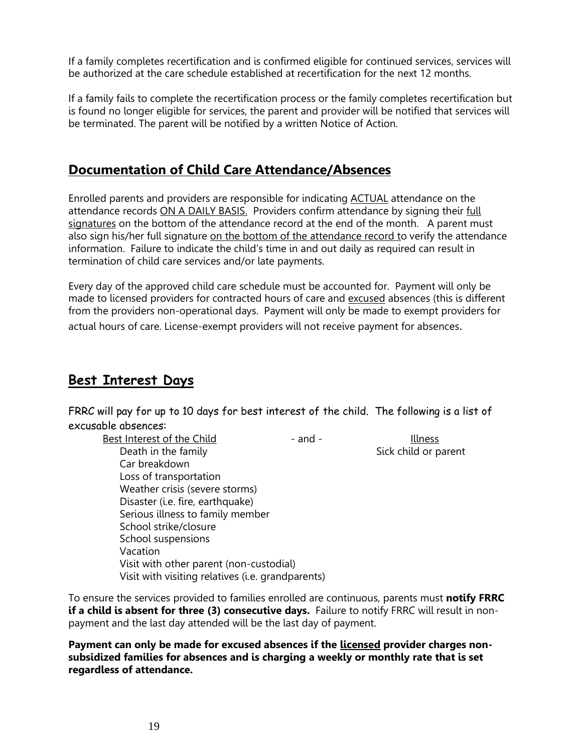If a family completes recertification and is confirmed eligible for continued services, services will be authorized at the care schedule established at recertification for the next 12 months.

If a family fails to complete the recertification process or the family completes recertification but is found no longer eligible for services, the parent and provider will be notified that services will be terminated. The parent will be notified by a written Notice of Action.

## Documentation of Child Care Attendance/Absences

Enrolled parents and providers are responsible for indicating ACTUAL attendance on the attendance records ON A DAILY BASIS. Providers confirm attendance by signing their full signatures on the bottom of the attendance record at the end of the month. A parent must also sign his/her full signature on the bottom of the attendance record to verify the attendance information. Failure to indicate the child's time in and out daily as required can result in termination of child care services and/or late payments.

Every day of the approved child care schedule must be accounted for. Payment will only be made to licensed providers for contracted hours of care and excused absences (this is different from the providers non-operational days. Payment will only be made to exempt providers for actual hours of care. License-exempt providers will not receive payment for absences.

## Best Interest Days

FRRC will pay for up to 10 days for best interest of the child. The following is a list of excusable absences:

| Best Interest of the Child | - and - | Illness |
| --- | --- | --- |
| Death in the family | | Sick child or parent |
| Car breakdown | | |
| Loss of transportation | | |
| Weather crisis (severe storms) | | |
| Disaster (i.e. fire, earthquake) | | |
| Serious illness to family member | | |
| School strike/closure | | |
| School suspensions | | |
| Vacation | | |
| Visit with other parent (non-custodial) | | |
| Visit with visiting relatives (i.e. grandparents) | | |

To ensure the services provided to families enrolled are continuous, parents must **notify FRRC if a child is absent for three (3) consecutive days.** Failure to notify FRRC will result in non-payment and the last day attended will be the last day of payment.

**Payment can only be made for excused absences if the licensed provider charges non-subsidized families for absences and is charging a weekly or monthly rate that is set regardless of attendance.**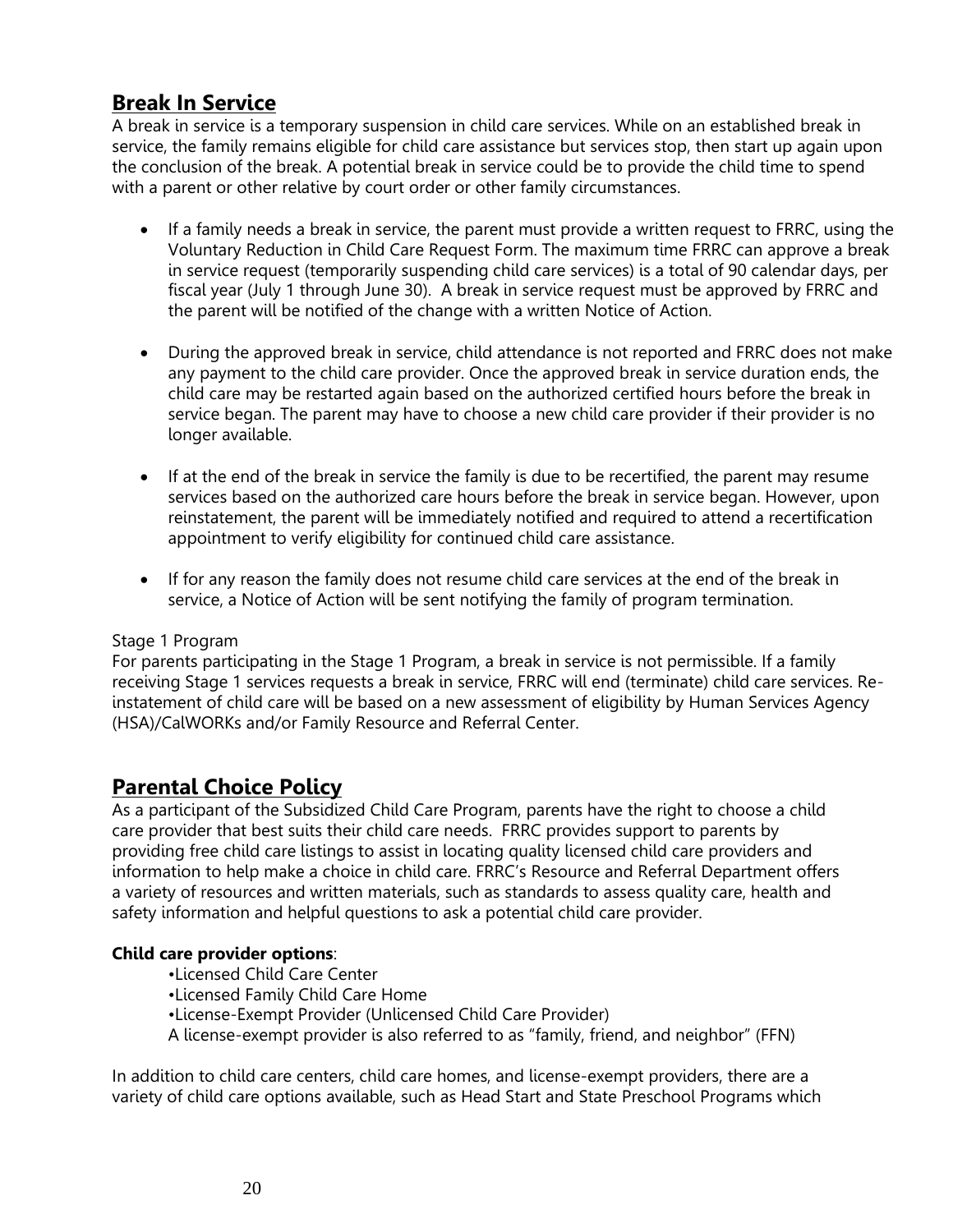## Break In Service

A break in service is a temporary suspension in child care services. While on an established break in service, the family remains eligible for child care assistance but services stop, then start up again upon the conclusion of the break. A potential break in service could be to provide the child time to spend with a parent or other relative by court order or other family circumstances.

- If a family needs a break in service, the parent must provide a written request to FRRC, using the Voluntary Reduction in Child Care Request Form. The maximum time FRRC can approve a break in service request (temporarily suspending child care services) is a total of 90 calendar days, per fiscal year (July 1 through June 30). A break in service request must be approved by FRRC and the parent will be notified of the change with a written Notice of Action.

- During the approved break in service, child attendance is not reported and FRRC does not make any payment to the child care provider. Once the approved break in service duration ends, the child care may be restarted again based on the authorized certified hours before the break in service began. The parent may have to choose a new child care provider if their provider is no longer available.

- If at the end of the break in service the family is due to be recertified, the parent may resume services based on the authorized care hours before the break in service began. However, upon reinstatement, the parent will be immediately notified and required to attend a recertification appointment to verify eligibility for continued child care assistance.

- If for any reason the family does not resume child care services at the end of the break in service, a Notice of Action will be sent notifying the family of program termination.

Stage 1 Program
For parents participating in the Stage 1 Program, a break in service is not permissible. If a family receiving Stage 1 services requests a break in service, FRRC will end (terminate) child care services. Re-instatement of child care will be based on a new assessment of eligibility by Human Services Agency (HSA)/CalWORKs and/or Family Resource and Referral Center.

## Parental Choice Policy

As a participant of the Subsidized Child Care Program, parents have the right to choose a child care provider that best suits their child care needs. FRRC provides support to parents by providing free child care listings to assist in locating quality licensed child care providers and information to help make a choice in child care. FRRC's Resource and Referral Department offers a variety of resources and written materials, such as standards to assess quality care, health and safety information and helpful questions to ask a potential child care provider.

**Child care provider options**:

- Licensed Child Care Center
- Licensed Family Child Care Home
- License-Exempt Provider (Unlicensed Child Care Provider)

A license-exempt provider is also referred to as "family, friend, and neighbor" (FFN)

In addition to child care centers, child care homes, and license-exempt providers, there are a variety of child care options available, such as Head Start and State Preschool Programs which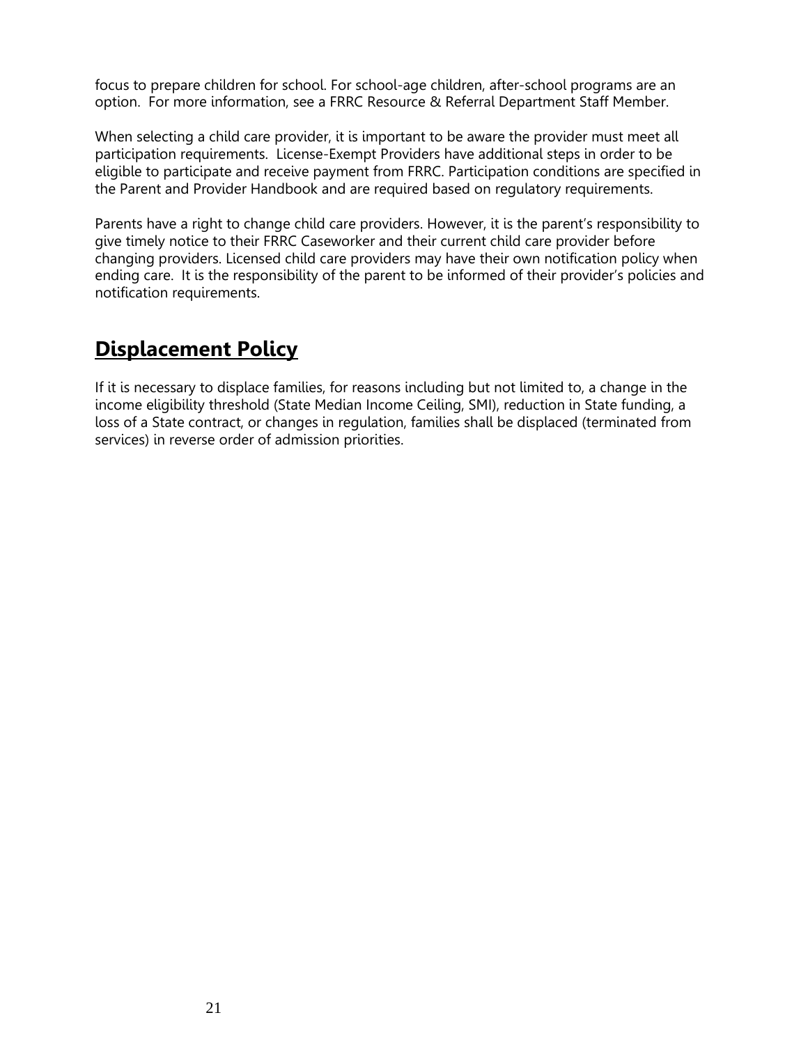focus to prepare children for school. For school-age children, after-school programs are an option. For more information, see a FRRC Resource & Referral Department Staff Member.

When selecting a child care provider, it is important to be aware the provider must meet all participation requirements. License-Exempt Providers have additional steps in order to be eligible to participate and receive payment from FRRC. Participation conditions are specified in the Parent and Provider Handbook and are required based on regulatory requirements.

Parents have a right to change child care providers. However, it is the parent's responsibility to give timely notice to their FRRC Caseworker and their current child care provider before changing providers. Licensed child care providers may have their own notification policy when ending care. It is the responsibility of the parent to be informed of their provider's policies and notification requirements.

## Displacement Policy

If it is necessary to displace families, for reasons including but not limited to, a change in the income eligibility threshold (State Median Income Ceiling, SMI), reduction in State funding, a loss of a State contract, or changes in regulation, families shall be displaced (terminated from services) in reverse order of admission priorities.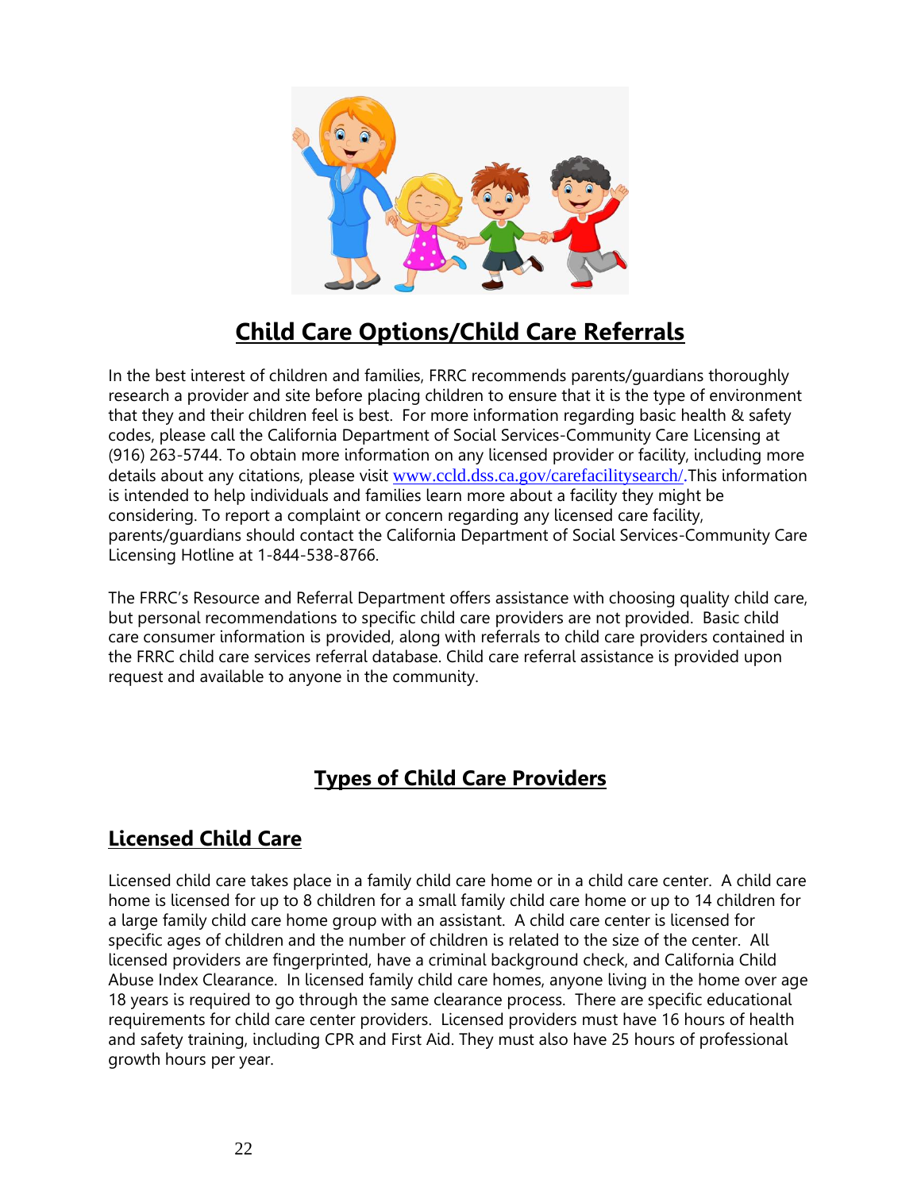## Child Care Options/Child Care Referrals

In the best interest of children and families, FRRC recommends parents/guardians thoroughly research a provider and site before placing children to ensure that it is the type of environment that they and their children feel is best. For more information regarding basic health & safety codes, please call the California Department of Social Services-Community Care Licensing at (916) 263-5744. To obtain more information on any licensed provider or facility, including more details about any citations, please visit www.ccld.dss.ca.gov/carefacilitysearch/.This information is intended to help individuals and families learn more about a facility they might be considering. To report a complaint or concern regarding any licensed care facility, parents/guardians should contact the California Department of Social Services-Community Care Licensing Hotline at 1-844-538-8766.

The FRRC's Resource and Referral Department offers assistance with choosing quality child care, but personal recommendations to specific child care providers are not provided. Basic child care consumer information is provided, along with referrals to child care providers contained in the FRRC child care services referral database. Child care referral assistance is provided upon request and available to anyone in the community.

## Types of Child Care Providers

### Licensed Child Care

Licensed child care takes place in a family child care home or in a child care center. A child care home is licensed for up to 8 children for a small family child care home or up to 14 children for a large family child care home group with an assistant. A child care center is licensed for specific ages of children and the number of children is related to the size of the center. All licensed providers are fingerprinted, have a criminal background check, and California Child Abuse Index Clearance. In licensed family child care homes, anyone living in the home over age 18 years is required to go through the same clearance process. There are specific educational requirements for child care center providers. Licensed providers must have 16 hours of health and safety training, including CPR and First Aid. They must also have 25 hours of professional growth hours per year.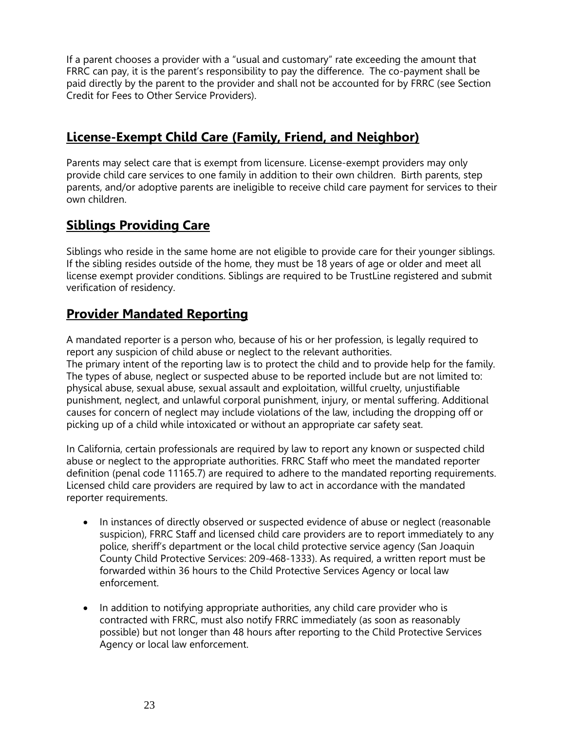If a parent chooses a provider with a "usual and customary" rate exceeding the amount that FRRC can pay, it is the parent's responsibility to pay the difference. The co-payment shall be paid directly by the parent to the provider and shall not be accounted for by FRRC (see Section Credit for Fees to Other Service Providers).

## License-Exempt Child Care (Family, Friend, and Neighbor)

Parents may select care that is exempt from licensure. License-exempt providers may only provide child care services to one family in addition to their own children. Birth parents, step parents, and/or adoptive parents are ineligible to receive child care payment for services to their own children.

## Siblings Providing Care

Siblings who reside in the same home are not eligible to provide care for their younger siblings. If the sibling resides outside of the home, they must be 18 years of age or older and meet all license exempt provider conditions. Siblings are required to be TrustLine registered and submit verification of residency.

## Provider Mandated Reporting

A mandated reporter is a person who, because of his or her profession, is legally required to report any suspicion of child abuse or neglect to the relevant authorities.
The primary intent of the reporting law is to protect the child and to provide help for the family. The types of abuse, neglect or suspected abuse to be reported include but are not limited to: physical abuse, sexual abuse, sexual assault and exploitation, willful cruelty, unjustifiable punishment, neglect, and unlawful corporal punishment, injury, or mental suffering. Additional causes for concern of neglect may include violations of the law, including the dropping off or picking up of a child while intoxicated or without an appropriate car safety seat.

In California, certain professionals are required by law to report any known or suspected child abuse or neglect to the appropriate authorities. FRRC Staff who meet the mandated reporter definition (penal code 11165.7) are required to adhere to the mandated reporting requirements. Licensed child care providers are required by law to act in accordance with the mandated reporter requirements.

- In instances of directly observed or suspected evidence of abuse or neglect (reasonable suspicion), FRRC Staff and licensed child care providers are to report immediately to any police, sheriff's department or the local child protective service agency (San Joaquin County Child Protective Services: 209-468-1333). As required, a written report must be forwarded within 36 hours to the Child Protective Services Agency or local law enforcement.

- In addition to notifying appropriate authorities, any child care provider who is contracted with FRRC, must also notify FRRC immediately (as soon as reasonably possible) but not longer than 48 hours after reporting to the Child Protective Services Agency or local law enforcement.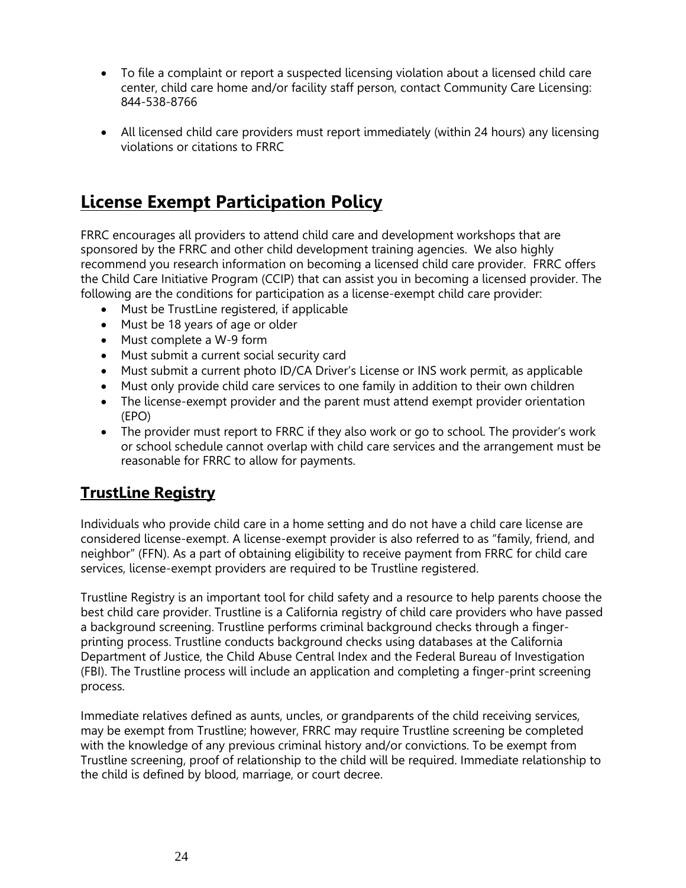- To file a complaint or report a suspected licensing violation about a licensed child care center, child care home and/or facility staff person, contact Community Care Licensing: 844-538-8766

- All licensed child care providers must report immediately (within 24 hours) any licensing violations or citations to FRRC

## License Exempt Participation Policy

FRRC encourages all providers to attend child care and development workshops that are sponsored by the FRRC and other child development training agencies. We also highly recommend you research information on becoming a licensed child care provider. FRRC offers the Child Care Initiative Program (CCIP) that can assist you in becoming a licensed provider. The following are the conditions for participation as a license-exempt child care provider:

- Must be TrustLine registered, if applicable
- Must be 18 years of age or older
- Must complete a W-9 form
- Must submit a current social security card
- Must submit a current photo ID/CA Driver's License or INS work permit, as applicable
- Must only provide child care services to one family in addition to their own children
- The license-exempt provider and the parent must attend exempt provider orientation (EPO)
- The provider must report to FRRC if they also work or go to school. The provider's work or school schedule cannot overlap with child care services and the arrangement must be reasonable for FRRC to allow for payments.

### TrustLine Registry

Individuals who provide child care in a home setting and do not have a child care license are considered license-exempt. A license-exempt provider is also referred to as "family, friend, and neighbor" (FFN). As a part of obtaining eligibility to receive payment from FRRC for child care services, license-exempt providers are required to be Trustline registered.

Trustline Registry is an important tool for child safety and a resource to help parents choose the best child care provider. Trustline is a California registry of child care providers who have passed a background screening. Trustline performs criminal background checks through a finger-printing process. Trustline conducts background checks using databases at the California Department of Justice, the Child Abuse Central Index and the Federal Bureau of Investigation (FBI). The Trustline process will include an application and completing a finger-print screening process.

Immediate relatives defined as aunts, uncles, or grandparents of the child receiving services, may be exempt from Trustline; however, FRRC may require Trustline screening be completed with the knowledge of any previous criminal history and/or convictions. To be exempt from Trustline screening, proof of relationship to the child will be required. Immediate relationship to the child is defined by blood, marriage, or court decree.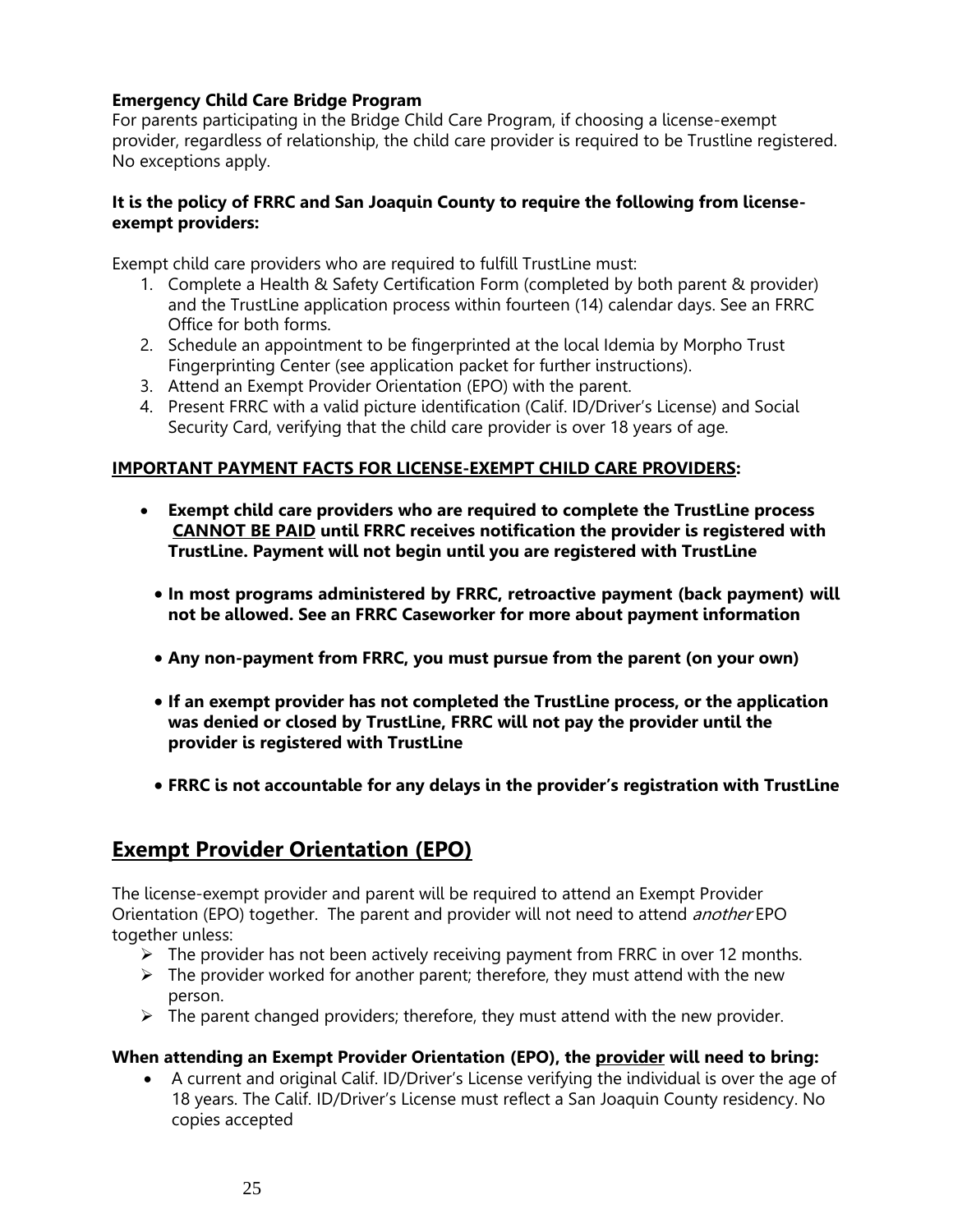**Emergency Child Care Bridge Program**

For parents participating in the Bridge Child Care Program, if choosing a license-exempt provider, regardless of relationship, the child care provider is required to be Trustline registered. No exceptions apply.

**It is the policy of FRRC and San Joaquin County to require the following from license-exempt providers:**

Exempt child care providers who are required to fulfill TrustLine must:

1. Complete a Health & Safety Certification Form (completed by both parent & provider) and the TrustLine application process within fourteen (14) calendar days. See an FRRC Office for both forms.
2. Schedule an appointment to be fingerprinted at the local Idemia by Morpho Trust Fingerprinting Center (see application packet for further instructions).
3. Attend an Exempt Provider Orientation (EPO) with the parent.
4. Present FRRC with a valid picture identification (Calif. ID/Driver's License) and Social Security Card, verifying that the child care provider is over 18 years of age.

**<u>IMPORTANT PAYMENT FACTS FOR LICENSE-EXEMPT CHILD CARE PROVIDERS</u>:**

- **Exempt child care providers who are required to complete the TrustLine process <u>CANNOT BE PAID</u> until FRRC receives notification the provider is registered with TrustLine. Payment will not begin until you are registered with TrustLine**
- **In most programs administered by FRRC, retroactive payment (back payment) will not be allowed. See an FRRC Caseworker for more about payment information**
- **Any non-payment from FRRC, you must pursue from the parent (on your own)**
- **If an exempt provider has not completed the TrustLine process, or the application was denied or closed by TrustLine, FRRC will not pay the provider until the provider is registered with TrustLine**
- **FRRC is not accountable for any delays in the provider's registration with TrustLine**

## <u>Exempt Provider Orientation (EPO)</u>

The license-exempt provider and parent will be required to attend an Exempt Provider Orientation (EPO) together. The parent and provider will not need to attend *another* EPO together unless:

- The provider has not been actively receiving payment from FRRC in over 12 months.
- The provider worked for another parent; therefore, they must attend with the new person.
- The parent changed providers; therefore, they must attend with the new provider.

**When attending an Exempt Provider Orientation (EPO), the <u>provider</u> will need to bring:**

- A current and original Calif. ID/Driver's License verifying the individual is over the age of 18 years. The Calif. ID/Driver's License must reflect a San Joaquin County residency. No copies accepted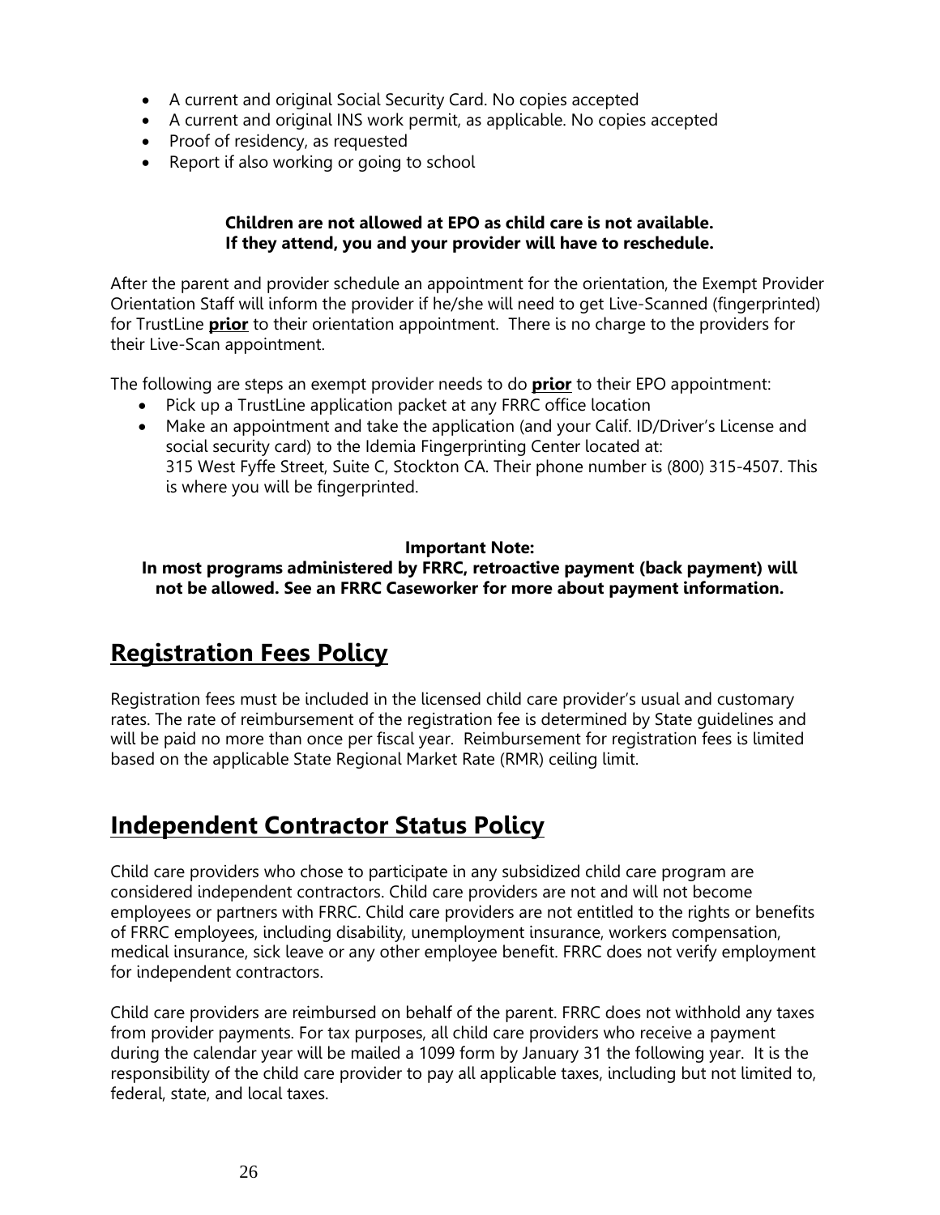- A current and original Social Security Card. No copies accepted
- A current and original INS work permit, as applicable. No copies accepted
- Proof of residency, as requested
- Report if also working or going to school

**Children are not allowed at EPO as child care is not available.**
**If they attend, you and your provider will have to reschedule.**

After the parent and provider schedule an appointment for the orientation, the Exempt Provider Orientation Staff will inform the provider if he/she will need to get Live-Scanned (fingerprinted) for TrustLine **prior** to their orientation appointment. There is no charge to the providers for their Live-Scan appointment.

The following are steps an exempt provider needs to do **prior** to their EPO appointment:

- Pick up a TrustLine application packet at any FRRC office location
- Make an appointment and take the application (and your Calif. ID/Driver's License and social security card) to the Idemia Fingerprinting Center located at:
  315 West Fyffe Street, Suite C, Stockton CA. Their phone number is (800) 315-4507. This is where you will be fingerprinted.

**Important Note:**
**In most programs administered by FRRC, retroactive payment (back payment) will not be allowed. See an FRRC Caseworker for more about payment information.**

## Registration Fees Policy

Registration fees must be included in the licensed child care provider's usual and customary rates. The rate of reimbursement of the registration fee is determined by State guidelines and will be paid no more than once per fiscal year. Reimbursement for registration fees is limited based on the applicable State Regional Market Rate (RMR) ceiling limit.

## Independent Contractor Status Policy

Child care providers who chose to participate in any subsidized child care program are considered independent contractors. Child care providers are not and will not become employees or partners with FRRC. Child care providers are not entitled to the rights or benefits of FRRC employees, including disability, unemployment insurance, workers compensation, medical insurance, sick leave or any other employee benefit. FRRC does not verify employment for independent contractors.

Child care providers are reimbursed on behalf of the parent. FRRC does not withhold any taxes from provider payments. For tax purposes, all child care providers who receive a payment during the calendar year will be mailed a 1099 form by January 31 the following year. It is the responsibility of the child care provider to pay all applicable taxes, including but not limited to, federal, state, and local taxes.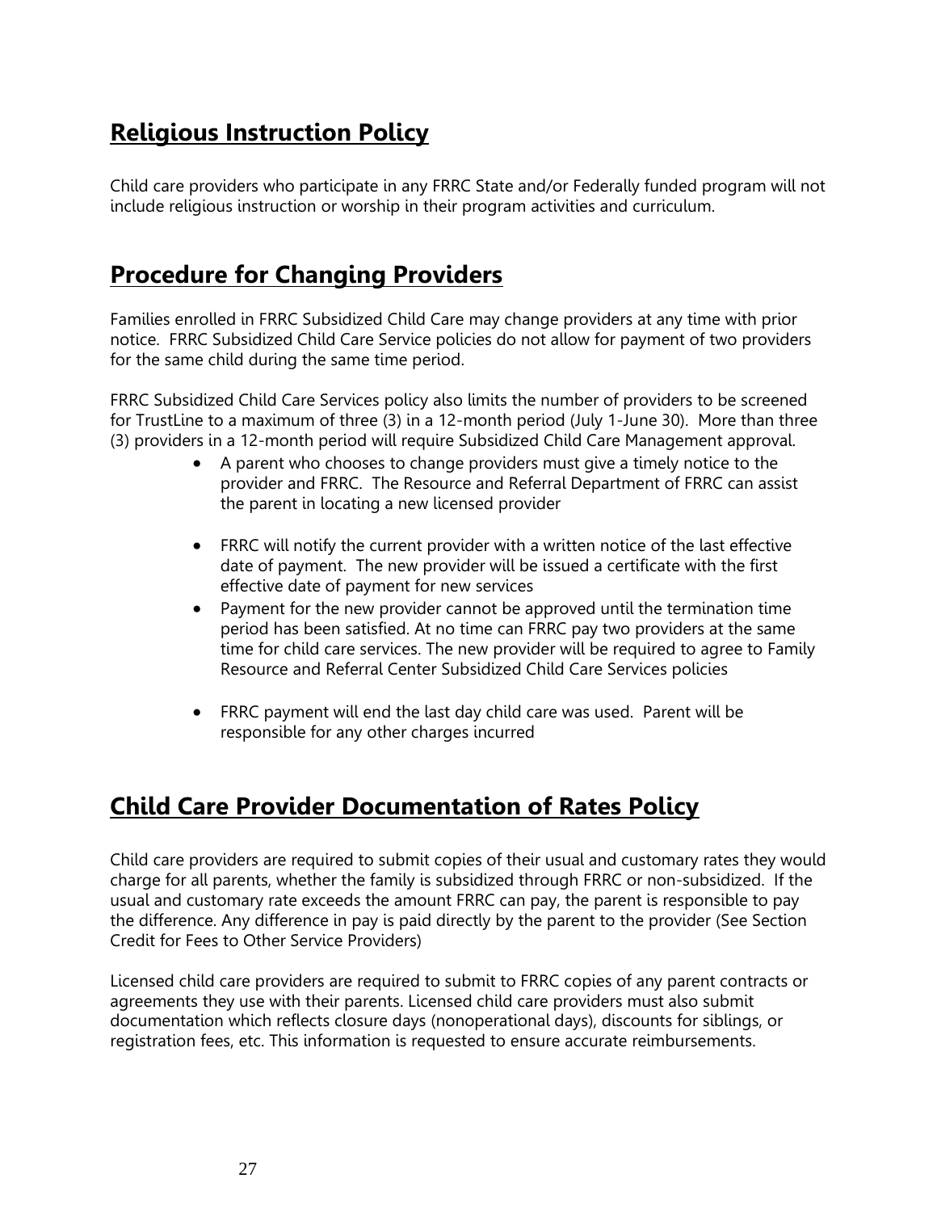## Religious Instruction Policy

Child care providers who participate in any FRRC State and/or Federally funded program will not include religious instruction or worship in their program activities and curriculum.

## Procedure for Changing Providers

Families enrolled in FRRC Subsidized Child Care may change providers at any time with prior notice. FRRC Subsidized Child Care Service policies do not allow for payment of two providers for the same child during the same time period.

FRRC Subsidized Child Care Services policy also limits the number of providers to be screened for TrustLine to a maximum of three (3) in a 12-month period (July 1-June 30). More than three (3) providers in a 12-month period will require Subsidized Child Care Management approval.

- A parent who chooses to change providers must give a timely notice to the provider and FRRC. The Resource and Referral Department of FRRC can assist the parent in locating a new licensed provider
- FRRC will notify the current provider with a written notice of the last effective date of payment. The new provider will be issued a certificate with the first effective date of payment for new services
- Payment for the new provider cannot be approved until the termination time period has been satisfied. At no time can FRRC pay two providers at the same time for child care services. The new provider will be required to agree to Family Resource and Referral Center Subsidized Child Care Services policies
- FRRC payment will end the last day child care was used. Parent will be responsible for any other charges incurred

## Child Care Provider Documentation of Rates Policy

Child care providers are required to submit copies of their usual and customary rates they would charge for all parents, whether the family is subsidized through FRRC or non-subsidized. If the usual and customary rate exceeds the amount FRRC can pay, the parent is responsible to pay the difference. Any difference in pay is paid directly by the parent to the provider (See Section Credit for Fees to Other Service Providers)

Licensed child care providers are required to submit to FRRC copies of any parent contracts or agreements they use with their parents. Licensed child care providers must also submit documentation which reflects closure days (nonoperational days), discounts for siblings, or registration fees, etc. This information is requested to ensure accurate reimbursements.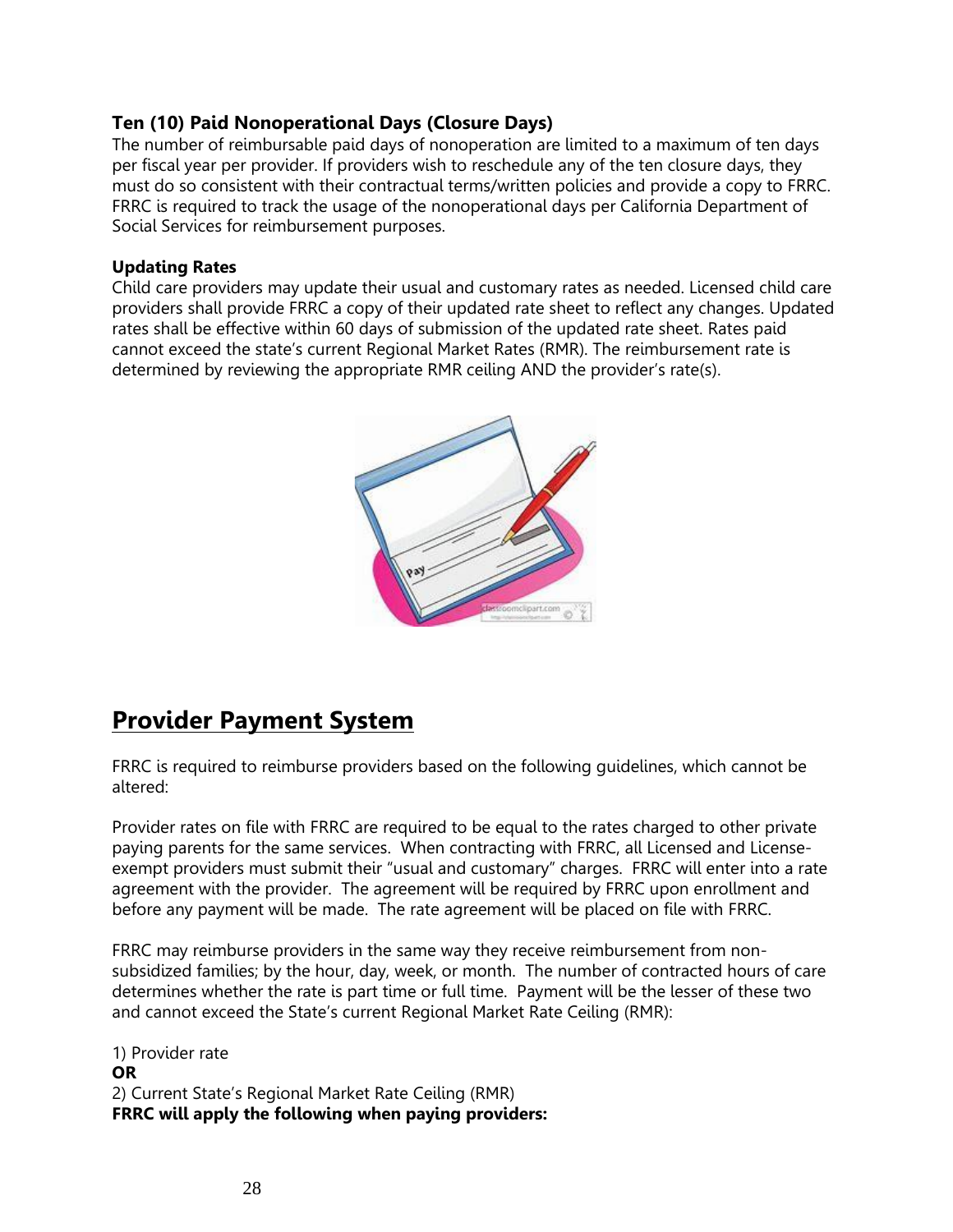### Ten (10) Paid Nonoperational Days (Closure Days)

The number of reimbursable paid days of nonoperation are limited to a maximum of ten days per fiscal year per provider. If providers wish to reschedule any of the ten closure days, they must do so consistent with their contractual terms/written policies and provide a copy to FRRC. FRRC is required to track the usage of the nonoperational days per California Department of Social Services for reimbursement purposes.

### Updating Rates

Child care providers may update their usual and customary rates as needed. Licensed child care providers shall provide FRRC a copy of their updated rate sheet to reflect any changes. Updated rates shall be effective within 60 days of submission of the updated rate sheet. Rates paid cannot exceed the state's current Regional Market Rates (RMR). The reimbursement rate is determined by reviewing the appropriate RMR ceiling AND the provider's rate(s).

## Provider Payment System

FRRC is required to reimburse providers based on the following guidelines, which cannot be altered:

Provider rates on file with FRRC are required to be equal to the rates charged to other private paying parents for the same services. When contracting with FRRC, all Licensed and License-exempt providers must submit their "usual and customary" charges. FRRC will enter into a rate agreement with the provider. The agreement will be required by FRRC upon enrollment and before any payment will be made. The rate agreement will be placed on file with FRRC.

FRRC may reimburse providers in the same way they receive reimbursement from non-subsidized families; by the hour, day, week, or month. The number of contracted hours of care determines whether the rate is part time or full time. Payment will be the lesser of these two and cannot exceed the State's current Regional Market Rate Ceiling (RMR):

1) Provider rate
**OR**
2) Current State's Regional Market Rate Ceiling (RMR)
**FRRC will apply the following when paying providers:**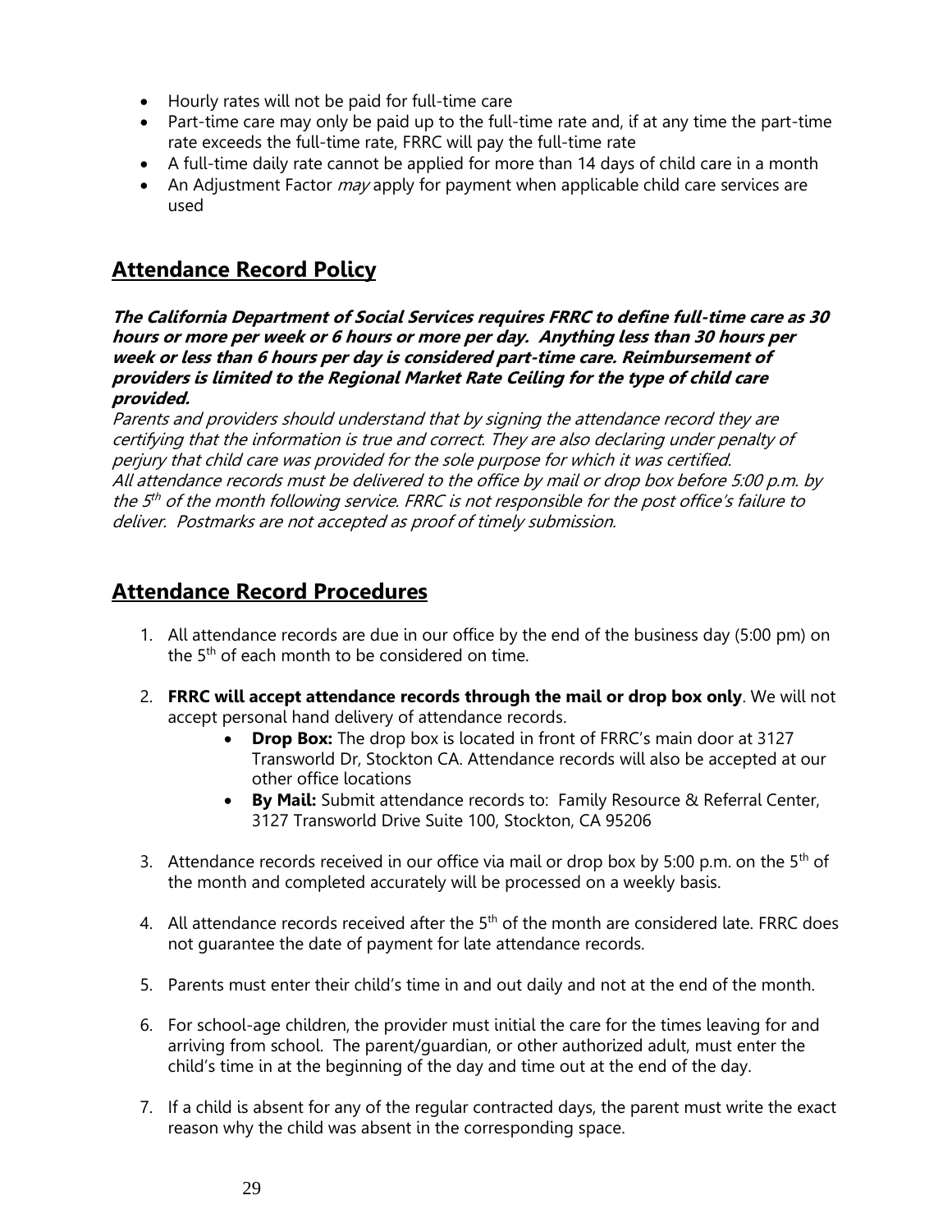- Hourly rates will not be paid for full-time care
- Part-time care may only be paid up to the full-time rate and, if at any time the part-time rate exceeds the full-time rate, FRRC will pay the full-time rate
- A full-time daily rate cannot be applied for more than 14 days of child care in a month
- An Adjustment Factor *may* apply for payment when applicable child care services are used

## Attendance Record Policy

***The California Department of Social Services requires FRRC to define full-time care as 30 hours or more per week or 6 hours or more per day. Anything less than 30 hours per week or less than 6 hours per day is considered part-time care. Reimbursement of providers is limited to the Regional Market Rate Ceiling for the type of child care provided.***

*Parents and providers should understand that by signing the attendance record they are certifying that the information is true and correct. They are also declaring under penalty of perjury that child care was provided for the sole purpose for which it was certified.*

*All attendance records must be delivered to the office by mail or drop box before 5:00 p.m. by the 5th of the month following service. FRRC is not responsible for the post office's failure to deliver. Postmarks are not accepted as proof of timely submission.*

## Attendance Record Procedures

1. All attendance records are due in our office by the end of the business day (5:00 pm) on the 5th of each month to be considered on time.

2. **FRRC will accept attendance records through the mail or drop box only**. We will not accept personal hand delivery of attendance records.
   - **Drop Box:** The drop box is located in front of FRRC's main door at 3127 Transworld Dr, Stockton CA. Attendance records will also be accepted at our other office locations
   - **By Mail:** Submit attendance records to: Family Resource & Referral Center, 3127 Transworld Drive Suite 100, Stockton, CA 95206

3. Attendance records received in our office via mail or drop box by 5:00 p.m. on the 5th of the month and completed accurately will be processed on a weekly basis.

4. All attendance records received after the 5th of the month are considered late. FRRC does not guarantee the date of payment for late attendance records.

5. Parents must enter their child's time in and out daily and not at the end of the month.

6. For school-age children, the provider must initial the care for the times leaving for and arriving from school. The parent/guardian, or other authorized adult, must enter the child's time in at the beginning of the day and time out at the end of the day.

7. If a child is absent for any of the regular contracted days, the parent must write the exact reason why the child was absent in the corresponding space.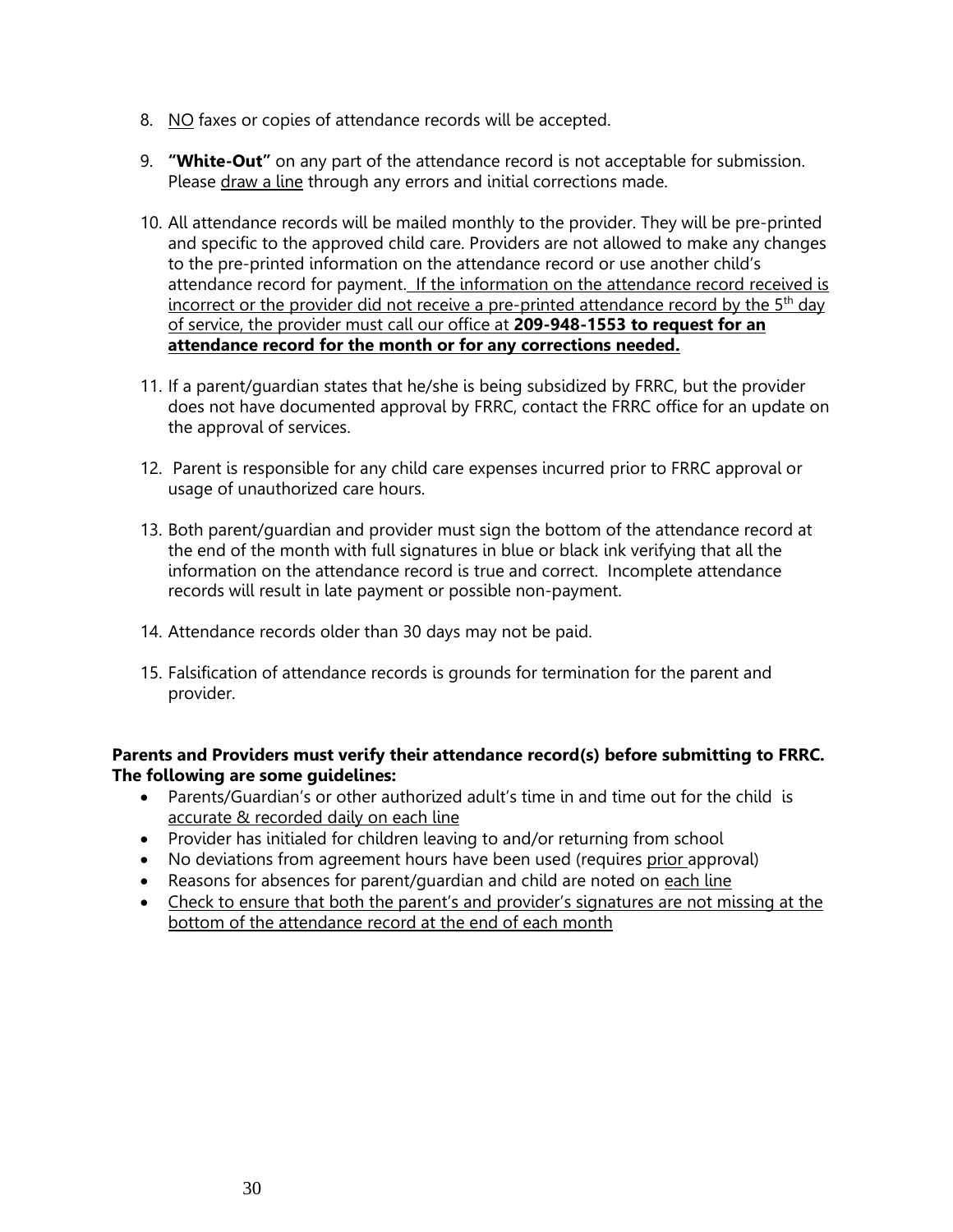8. NO faxes or copies of attendance records will be accepted.

9. **"White-Out"** on any part of the attendance record is not acceptable for submission. Please draw a line through any errors and initial corrections made.

10. All attendance records will be mailed monthly to the provider. They will be pre-printed and specific to the approved child care. Providers are not allowed to make any changes to the pre-printed information on the attendance record or use another child's attendance record for payment. If the information on the attendance record received is incorrect or the provider did not receive a pre-printed attendance record by the 5th day of service, the provider must call our office at **209-948-1553 to request for an attendance record for the month or for any corrections needed.**

11. If a parent/guardian states that he/she is being subsidized by FRRC, but the provider does not have documented approval by FRRC, contact the FRRC office for an update on the approval of services.

12. Parent is responsible for any child care expenses incurred prior to FRRC approval or usage of unauthorized care hours.

13. Both parent/guardian and provider must sign the bottom of the attendance record at the end of the month with full signatures in blue or black ink verifying that all the information on the attendance record is true and correct. Incomplete attendance records will result in late payment or possible non-payment.

14. Attendance records older than 30 days may not be paid.

15. Falsification of attendance records is grounds for termination for the parent and provider.

**Parents and Providers must verify their attendance record(s) before submitting to FRRC. The following are some guidelines:**

- Parents/Guardian's or other authorized adult's time in and time out for the child is accurate & recorded daily on each line
- Provider has initialed for children leaving to and/or returning from school
- No deviations from agreement hours have been used (requires prior approval)
- Reasons for absences for parent/guardian and child are noted on each line
- Check to ensure that both the parent's and provider's signatures are not missing at the bottom of the attendance record at the end of each month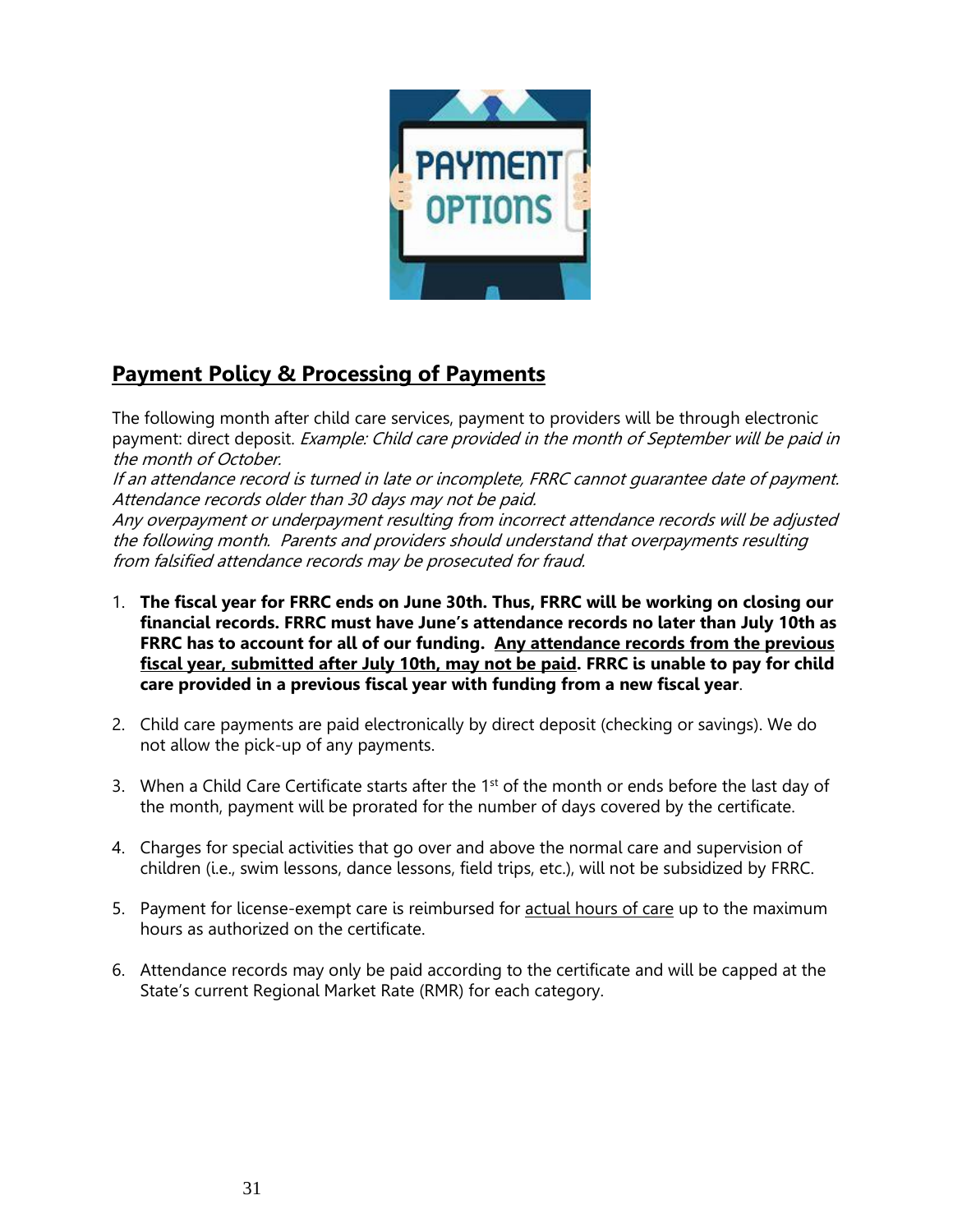## Payment Policy & Processing of Payments

The following month after child care services, payment to providers will be through electronic payment: direct deposit. *Example: Child care provided in the month of September will be paid in the month of October.*

*If an attendance record is turned in late or incomplete, FRRC cannot guarantee date of payment. Attendance records older than 30 days may not be paid.*

*Any overpayment or underpayment resulting from incorrect attendance records will be adjusted the following month. Parents and providers should understand that overpayments resulting from falsified attendance records may be prosecuted for fraud.*

1. **The fiscal year for FRRC ends on June 30th. Thus, FRRC will be working on closing our financial records. FRRC must have June's attendance records no later than July 10th as FRRC has to account for all of our funding. <u>Any attendance records from the previous fiscal year, submitted after July 10th, may not be paid</u>. FRRC is unable to pay for child care provided in a previous fiscal year with funding from a new fiscal year**.

2. Child care payments are paid electronically by direct deposit (checking or savings). We do not allow the pick-up of any payments.

3. When a Child Care Certificate starts after the 1st of the month or ends before the last day of the month, payment will be prorated for the number of days covered by the certificate.

4. Charges for special activities that go over and above the normal care and supervision of children (i.e., swim lessons, dance lessons, field trips, etc.), will not be subsidized by FRRC.

5. Payment for license-exempt care is reimbursed for <u>actual hours of care</u> up to the maximum hours as authorized on the certificate.

6. Attendance records may only be paid according to the certificate and will be capped at the State's current Regional Market Rate (RMR) for each category.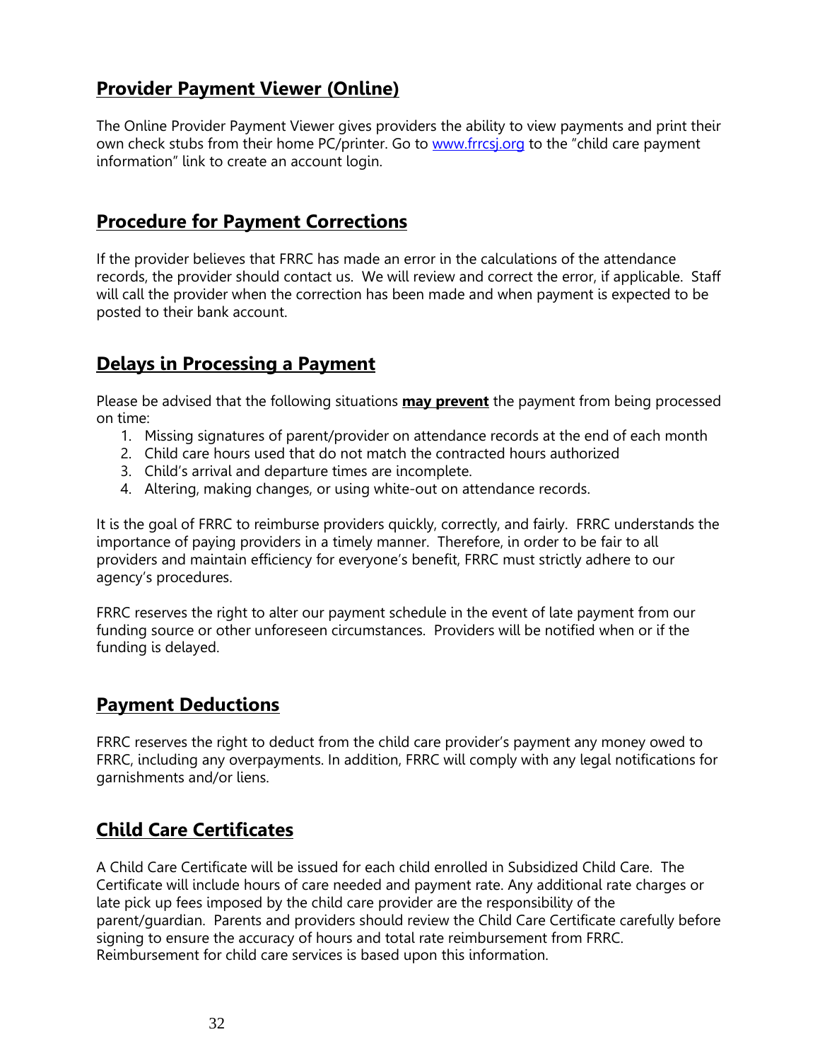## Provider Payment Viewer (Online)

The Online Provider Payment Viewer gives providers the ability to view payments and print their own check stubs from their home PC/printer. Go to www.frrcsj.org to the "child care payment information" link to create an account login.

## Procedure for Payment Corrections

If the provider believes that FRRC has made an error in the calculations of the attendance records, the provider should contact us. We will review and correct the error, if applicable. Staff will call the provider when the correction has been made and when payment is expected to be posted to their bank account.

## Delays in Processing a Payment

Please be advised that the following situations **may prevent** the payment from being processed on time:

1. Missing signatures of parent/provider on attendance records at the end of each month
2. Child care hours used that do not match the contracted hours authorized
3. Child's arrival and departure times are incomplete.
4. Altering, making changes, or using white-out on attendance records.

It is the goal of FRRC to reimburse providers quickly, correctly, and fairly. FRRC understands the importance of paying providers in a timely manner. Therefore, in order to be fair to all providers and maintain efficiency for everyone's benefit, FRRC must strictly adhere to our agency's procedures.

FRRC reserves the right to alter our payment schedule in the event of late payment from our funding source or other unforeseen circumstances. Providers will be notified when or if the funding is delayed.

## Payment Deductions

FRRC reserves the right to deduct from the child care provider's payment any money owed to FRRC, including any overpayments. In addition, FRRC will comply with any legal notifications for garnishments and/or liens.

## Child Care Certificates

A Child Care Certificate will be issued for each child enrolled in Subsidized Child Care. The Certificate will include hours of care needed and payment rate. Any additional rate charges or late pick up fees imposed by the child care provider are the responsibility of the parent/guardian. Parents and providers should review the Child Care Certificate carefully before signing to ensure the accuracy of hours and total rate reimbursement from FRRC. Reimbursement for child care services is based upon this information.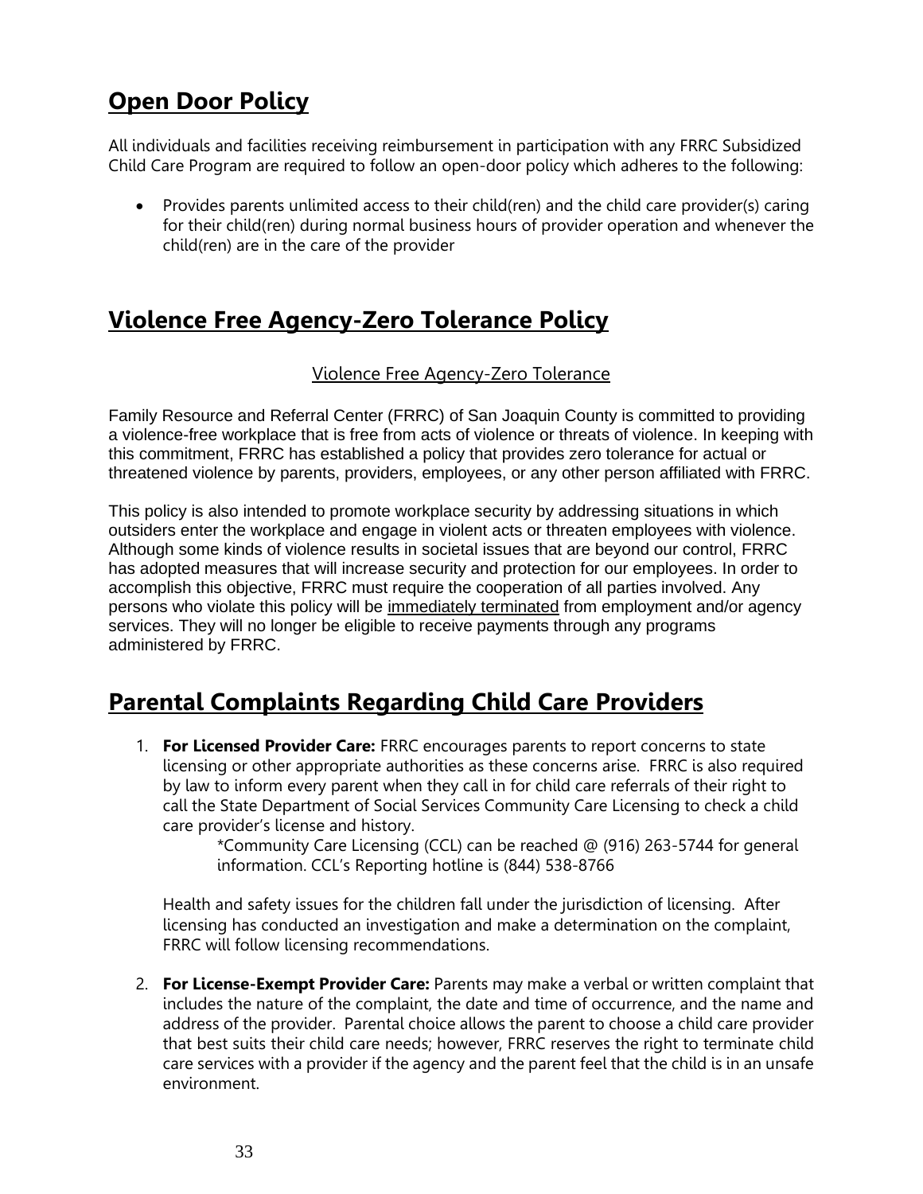## Open Door Policy

All individuals and facilities receiving reimbursement in participation with any FRRC Subsidized Child Care Program are required to follow an open-door policy which adheres to the following:

- Provides parents unlimited access to their child(ren) and the child care provider(s) caring for their child(ren) during normal business hours of provider operation and whenever the child(ren) are in the care of the provider

## Violence Free Agency-Zero Tolerance Policy

Violence Free Agency-Zero Tolerance

Family Resource and Referral Center (FRRC) of San Joaquin County is committed to providing a violence-free workplace that is free from acts of violence or threats of violence. In keeping with this commitment, FRRC has established a policy that provides zero tolerance for actual or threatened violence by parents, providers, employees, or any other person affiliated with FRRC.

This policy is also intended to promote workplace security by addressing situations in which outsiders enter the workplace and engage in violent acts or threaten employees with violence. Although some kinds of violence results in societal issues that are beyond our control, FRRC has adopted measures that will increase security and protection for our employees. In order to accomplish this objective, FRRC must require the cooperation of all parties involved. Any persons who violate this policy will be immediately terminated from employment and/or agency services. They will no longer be eligible to receive payments through any programs administered by FRRC.

## Parental Complaints Regarding Child Care Providers

1. **For Licensed Provider Care:** FRRC encourages parents to report concerns to state licensing or other appropriate authorities as these concerns arise. FRRC is also required by law to inform every parent when they call in for child care referrals of their right to call the State Department of Social Services Community Care Licensing to check a child care provider's license and history.

   *Community Care Licensing (CCL) can be reached @ (916) 263-5744 for general information. CCL's Reporting hotline is (844) 538-8766

   Health and safety issues for the children fall under the jurisdiction of licensing. After licensing has conducted an investigation and make a determination on the complaint, FRRC will follow licensing recommendations.

2. **For License-Exempt Provider Care:** Parents may make a verbal or written complaint that includes the nature of the complaint, the date and time of occurrence, and the name and address of the provider. Parental choice allows the parent to choose a child care provider that best suits their child care needs; however, FRRC reserves the right to terminate child care services with a provider if the agency and the parent feel that the child is in an unsafe environment.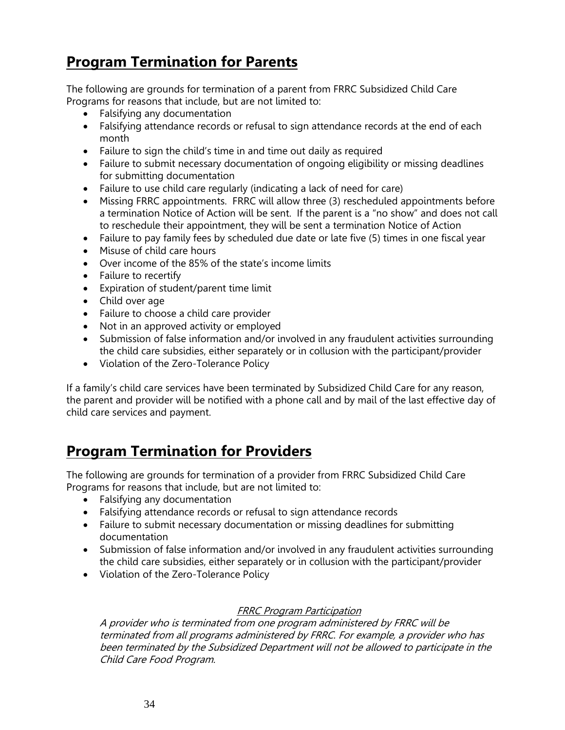## Program Termination for Parents

The following are grounds for termination of a parent from FRRC Subsidized Child Care Programs for reasons that include, but are not limited to:

- Falsifying any documentation
- Falsifying attendance records or refusal to sign attendance records at the end of each month
- Failure to sign the child's time in and time out daily as required
- Failure to submit necessary documentation of ongoing eligibility or missing deadlines for submitting documentation
- Failure to use child care regularly (indicating a lack of need for care)
- Missing FRRC appointments. FRRC will allow three (3) rescheduled appointments before a termination Notice of Action will be sent. If the parent is a "no show" and does not call to reschedule their appointment, they will be sent a termination Notice of Action
- Failure to pay family fees by scheduled due date or late five (5) times in one fiscal year
- Misuse of child care hours
- Over income of the 85% of the state's income limits
- Failure to recertify
- Expiration of student/parent time limit
- Child over age
- Failure to choose a child care provider
- Not in an approved activity or employed
- Submission of false information and/or involved in any fraudulent activities surrounding the child care subsidies, either separately or in collusion with the participant/provider
- Violation of the Zero-Tolerance Policy

If a family's child care services have been terminated by Subsidized Child Care for any reason, the parent and provider will be notified with a phone call and by mail of the last effective day of child care services and payment.

## Program Termination for Providers

The following are grounds for termination of a provider from FRRC Subsidized Child Care Programs for reasons that include, but are not limited to:

- Falsifying any documentation
- Falsifying attendance records or refusal to sign attendance records
- Failure to submit necessary documentation or missing deadlines for submitting documentation
- Submission of false information and/or involved in any fraudulent activities surrounding the child care subsidies, either separately or in collusion with the participant/provider
- Violation of the Zero-Tolerance Policy

*FRRC Program Participation*

*A provider who is terminated from one program administered by FRRC will be terminated from all programs administered by FRRC. For example, a provider who has been terminated by the Subsidized Department will not be allowed to participate in the Child Care Food Program.*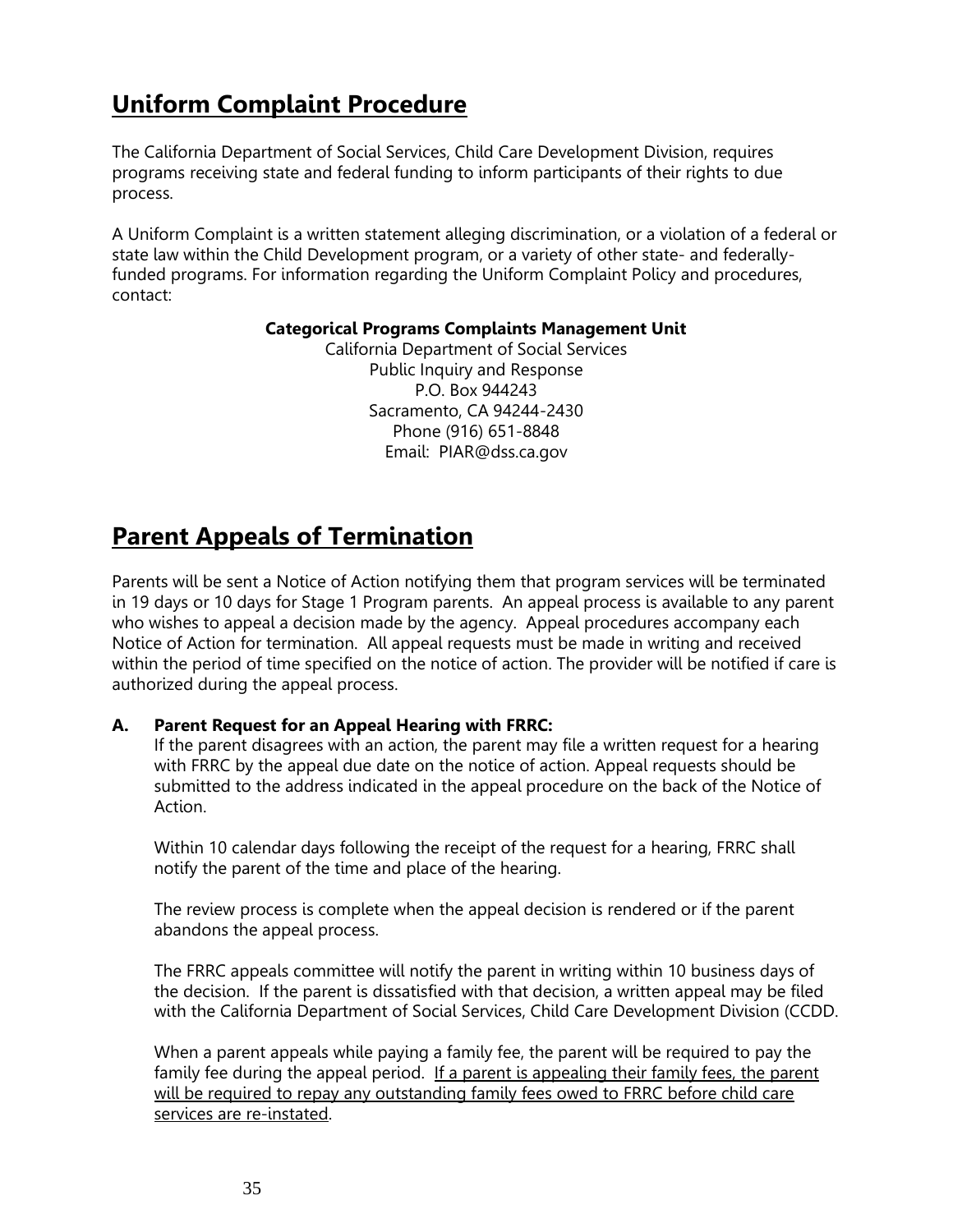## Uniform Complaint Procedure

The California Department of Social Services, Child Care Development Division, requires programs receiving state and federal funding to inform participants of their rights to due process.

A Uniform Complaint is a written statement alleging discrimination, or a violation of a federal or state law within the Child Development program, or a variety of other state- and federally-funded programs. For information regarding the Uniform Complaint Policy and procedures, contact:

**Categorical Programs Complaints Management Unit**
California Department of Social Services
Public Inquiry and Response
P.O. Box 944243
Sacramento, CA 94244-2430
Phone (916) 651-8848
Email: PIAR@dss.ca.gov

## Parent Appeals of Termination

Parents will be sent a Notice of Action notifying them that program services will be terminated in 19 days or 10 days for Stage 1 Program parents. An appeal process is available to any parent who wishes to appeal a decision made by the agency. Appeal procedures accompany each Notice of Action for termination. All appeal requests must be made in writing and received within the period of time specified on the notice of action. The provider will be notified if care is authorized during the appeal process.

**A. Parent Request for an Appeal Hearing with FRRC:**

If the parent disagrees with an action, the parent may file a written request for a hearing with FRRC by the appeal due date on the notice of action. Appeal requests should be submitted to the address indicated in the appeal procedure on the back of the Notice of Action.

Within 10 calendar days following the receipt of the request for a hearing, FRRC shall notify the parent of the time and place of the hearing.

The review process is complete when the appeal decision is rendered or if the parent abandons the appeal process.

The FRRC appeals committee will notify the parent in writing within 10 business days of the decision. If the parent is dissatisfied with that decision, a written appeal may be filed with the California Department of Social Services, Child Care Development Division (CCDD.

When a parent appeals while paying a family fee, the parent will be required to pay the family fee during the appeal period. <u>If a parent is appealing their family fees, the parent will be required to repay any outstanding family fees owed to FRRC before child care services are re-instated</u>.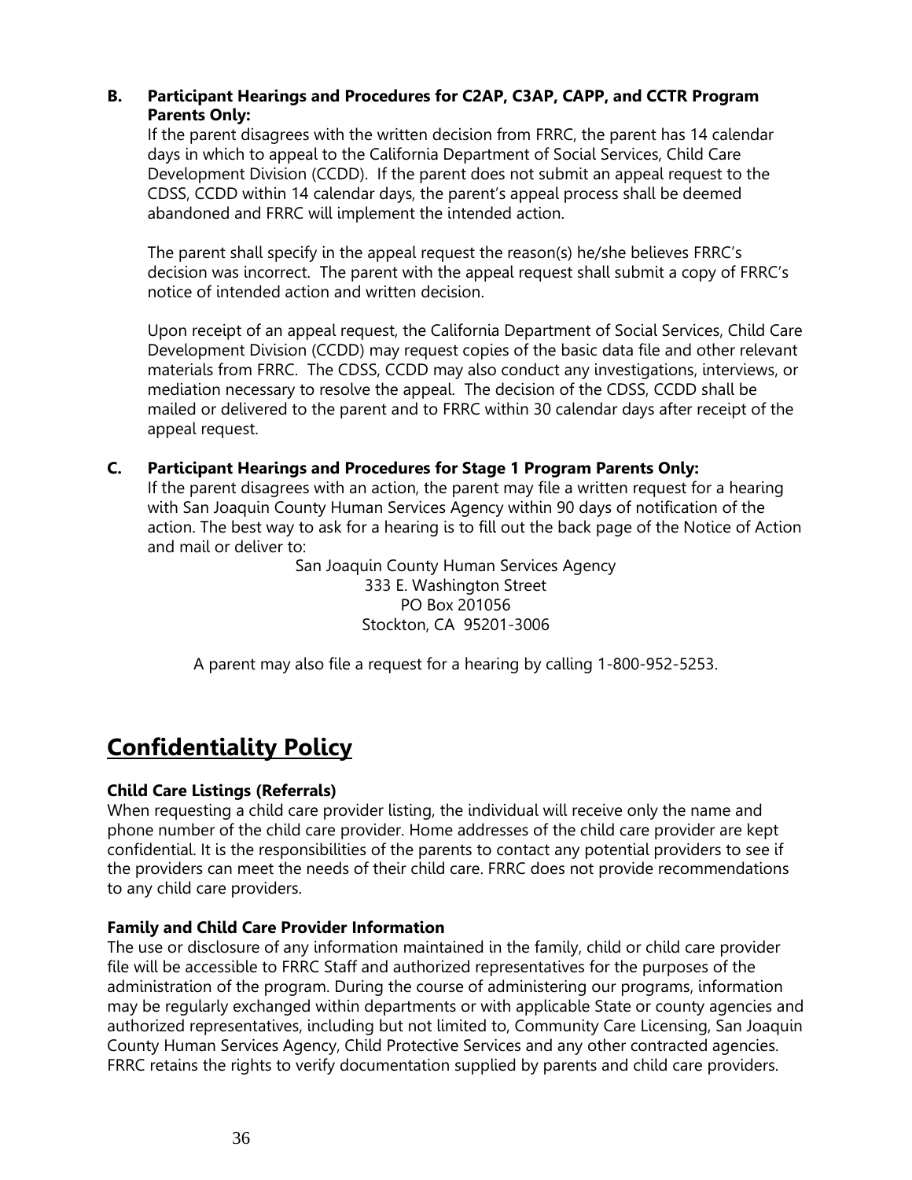**B. Participant Hearings and Procedures for C2AP, C3AP, CAPP, and CCTR Program Parents Only:**

If the parent disagrees with the written decision from FRRC, the parent has 14 calendar days in which to appeal to the California Department of Social Services, Child Care Development Division (CCDD). If the parent does not submit an appeal request to the CDSS, CCDD within 14 calendar days, the parent's appeal process shall be deemed abandoned and FRRC will implement the intended action.

The parent shall specify in the appeal request the reason(s) he/she believes FRRC's decision was incorrect. The parent with the appeal request shall submit a copy of FRRC's notice of intended action and written decision.

Upon receipt of an appeal request, the California Department of Social Services, Child Care Development Division (CCDD) may request copies of the basic data file and other relevant materials from FRRC. The CDSS, CCDD may also conduct any investigations, interviews, or mediation necessary to resolve the appeal. The decision of the CDSS, CCDD shall be mailed or delivered to the parent and to FRRC within 30 calendar days after receipt of the appeal request.

**C. Participant Hearings and Procedures for Stage 1 Program Parents Only:**

If the parent disagrees with an action, the parent may file a written request for a hearing with San Joaquin County Human Services Agency within 90 days of notification of the action. The best way to ask for a hearing is to fill out the back page of the Notice of Action and mail or deliver to:

San Joaquin County Human Services Agency
333 E. Washington Street
PO Box 201056
Stockton, CA 95201-3006

A parent may also file a request for a hearing by calling 1-800-952-5253.

# Confidentiality Policy

**Child Care Listings (Referrals)**

When requesting a child care provider listing, the individual will receive only the name and phone number of the child care provider. Home addresses of the child care provider are kept confidential. It is the responsibilities of the parents to contact any potential providers to see if the providers can meet the needs of their child care. FRRC does not provide recommendations to any child care providers.

**Family and Child Care Provider Information**

The use or disclosure of any information maintained in the family, child or child care provider file will be accessible to FRRC Staff and authorized representatives for the purposes of the administration of the program. During the course of administering our programs, information may be regularly exchanged within departments or with applicable State or county agencies and authorized representatives, including but not limited to, Community Care Licensing, San Joaquin County Human Services Agency, Child Protective Services and any other contracted agencies. FRRC retains the rights to verify documentation supplied by parents and child care providers.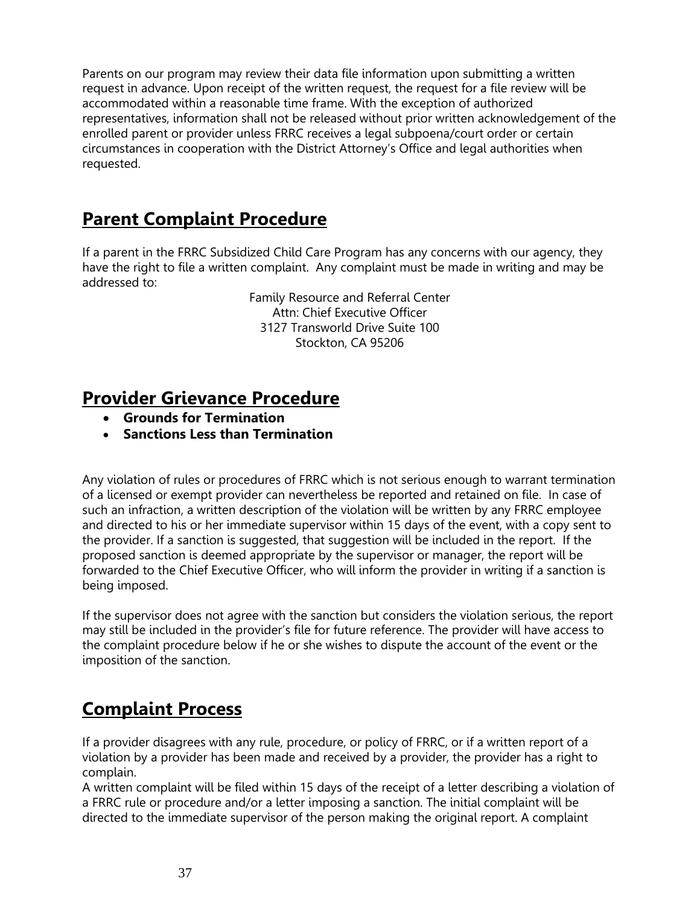Parents on our program may review their data file information upon submitting a written request in advance. Upon receipt of the written request, the request for a file review will be accommodated within a reasonable time frame. With the exception of authorized representatives, information shall not be released without prior written acknowledgement of the enrolled parent or provider unless FRRC receives a legal subpoena/court order or certain circumstances in cooperation with the District Attorney's Office and legal authorities when requested.

## **Parent Complaint Procedure**

If a parent in the FRRC Subsidized Child Care Program has any concerns with our agency, they have the right to file a written complaint. Any complaint must be made in writing and may be addressed to:

Family Resource and Referral Center
Attn: Chief Executive Officer
3127 Transworld Drive Suite 100
Stockton, CA 95206

## **Provider Grievance Procedure**

- **Grounds for Termination**
- **Sanctions Less than Termination**

Any violation of rules or procedures of FRRC which is not serious enough to warrant termination of a licensed or exempt provider can nevertheless be reported and retained on file. In case of such an infraction, a written description of the violation will be written by any FRRC employee and directed to his or her immediate supervisor within 15 days of the event, with a copy sent to the provider. If a sanction is suggested, that suggestion will be included in the report. If the proposed sanction is deemed appropriate by the supervisor or manager, the report will be forwarded to the Chief Executive Officer, who will inform the provider in writing if a sanction is being imposed.

If the supervisor does not agree with the sanction but considers the violation serious, the report may still be included in the provider's file for future reference. The provider will have access to the complaint procedure below if he or she wishes to dispute the account of the event or the imposition of the sanction.

## **Complaint Process**

If a provider disagrees with any rule, procedure, or policy of FRRC, or if a written report of a violation by a provider has been made and received by a provider, the provider has a right to complain.

A written complaint will be filed within 15 days of the receipt of a letter describing a violation of a FRRC rule or procedure and/or a letter imposing a sanction. The initial complaint will be directed to the immediate supervisor of the person making the original report. A complaint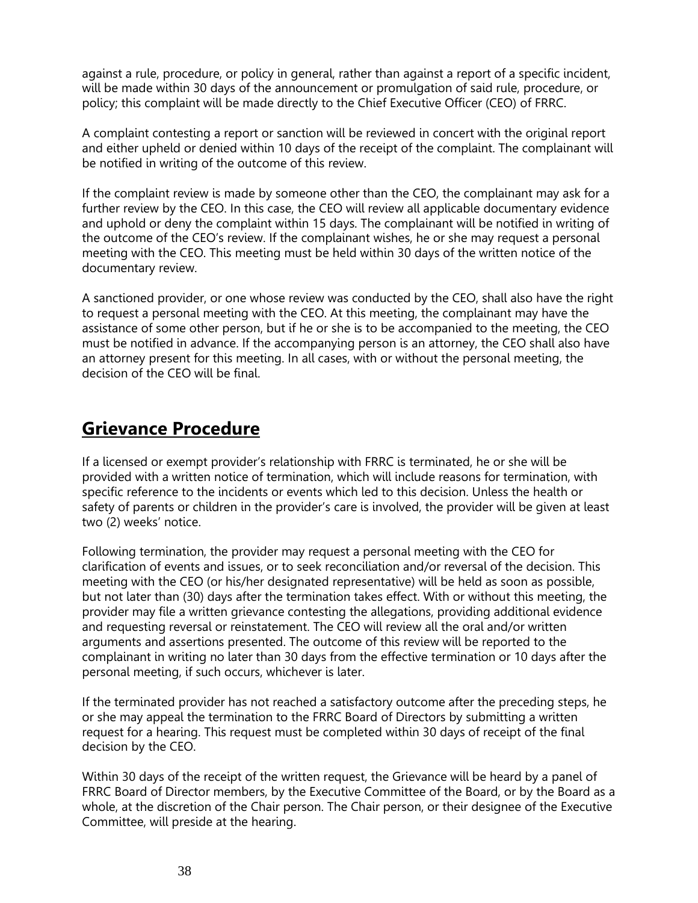against a rule, procedure, or policy in general, rather than against a report of a specific incident, will be made within 30 days of the announcement or promulgation of said rule, procedure, or policy; this complaint will be made directly to the Chief Executive Officer (CEO) of FRRC.

A complaint contesting a report or sanction will be reviewed in concert with the original report and either upheld or denied within 10 days of the receipt of the complaint. The complainant will be notified in writing of the outcome of this review.

If the complaint review is made by someone other than the CEO, the complainant may ask for a further review by the CEO. In this case, the CEO will review all applicable documentary evidence and uphold or deny the complaint within 15 days. The complainant will be notified in writing of the outcome of the CEO's review. If the complainant wishes, he or she may request a personal meeting with the CEO. This meeting must be held within 30 days of the written notice of the documentary review.

A sanctioned provider, or one whose review was conducted by the CEO, shall also have the right to request a personal meeting with the CEO. At this meeting, the complainant may have the assistance of some other person, but if he or she is to be accompanied to the meeting, the CEO must be notified in advance. If the accompanying person is an attorney, the CEO shall also have an attorney present for this meeting. In all cases, with or without the personal meeting, the decision of the CEO will be final.

## Grievance Procedure

If a licensed or exempt provider's relationship with FRRC is terminated, he or she will be provided with a written notice of termination, which will include reasons for termination, with specific reference to the incidents or events which led to this decision. Unless the health or safety of parents or children in the provider's care is involved, the provider will be given at least two (2) weeks' notice.

Following termination, the provider may request a personal meeting with the CEO for clarification of events and issues, or to seek reconciliation and/or reversal of the decision. This meeting with the CEO (or his/her designated representative) will be held as soon as possible, but not later than (30) days after the termination takes effect. With or without this meeting, the provider may file a written grievance contesting the allegations, providing additional evidence and requesting reversal or reinstatement. The CEO will review all the oral and/or written arguments and assertions presented. The outcome of this review will be reported to the complainant in writing no later than 30 days from the effective termination or 10 days after the personal meeting, if such occurs, whichever is later.

If the terminated provider has not reached a satisfactory outcome after the preceding steps, he or she may appeal the termination to the FRRC Board of Directors by submitting a written request for a hearing. This request must be completed within 30 days of receipt of the final decision by the CEO.

Within 30 days of the receipt of the written request, the Grievance will be heard by a panel of FRRC Board of Director members, by the Executive Committee of the Board, or by the Board as a whole, at the discretion of the Chair person. The Chair person, or their designee of the Executive Committee, will preside at the hearing.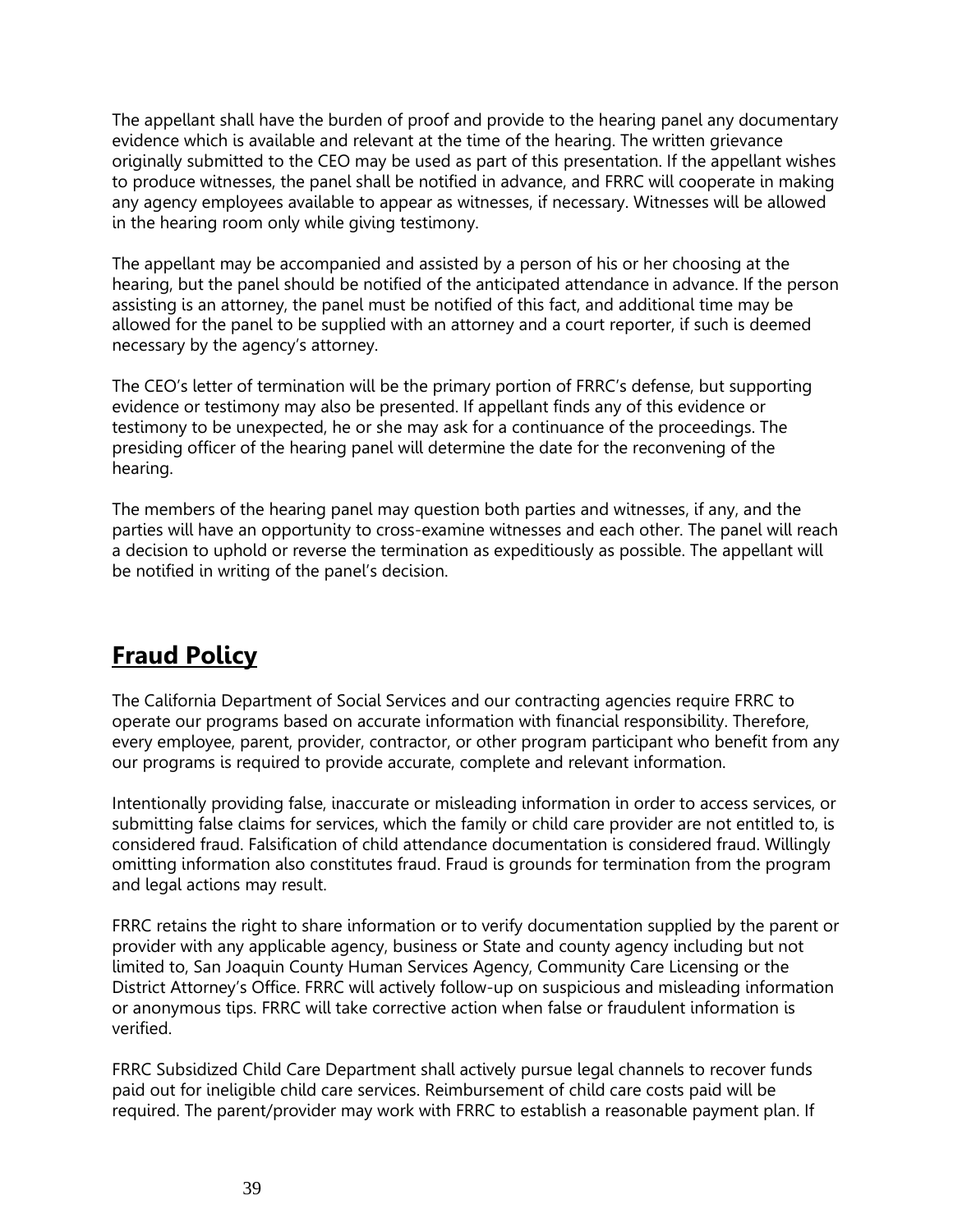The appellant shall have the burden of proof and provide to the hearing panel any documentary evidence which is available and relevant at the time of the hearing. The written grievance originally submitted to the CEO may be used as part of this presentation. If the appellant wishes to produce witnesses, the panel shall be notified in advance, and FRRC will cooperate in making any agency employees available to appear as witnesses, if necessary. Witnesses will be allowed in the hearing room only while giving testimony.

The appellant may be accompanied and assisted by a person of his or her choosing at the hearing, but the panel should be notified of the anticipated attendance in advance. If the person assisting is an attorney, the panel must be notified of this fact, and additional time may be allowed for the panel to be supplied with an attorney and a court reporter, if such is deemed necessary by the agency's attorney.

The CEO's letter of termination will be the primary portion of FRRC's defense, but supporting evidence or testimony may also be presented. If appellant finds any of this evidence or testimony to be unexpected, he or she may ask for a continuance of the proceedings. The presiding officer of the hearing panel will determine the date for the reconvening of the hearing.

The members of the hearing panel may question both parties and witnesses, if any, and the parties will have an opportunity to cross-examine witnesses and each other. The panel will reach a decision to uphold or reverse the termination as expeditiously as possible. The appellant will be notified in writing of the panel's decision.

## **Fraud Policy**

The California Department of Social Services and our contracting agencies require FRRC to operate our programs based on accurate information with financial responsibility. Therefore, every employee, parent, provider, contractor, or other program participant who benefit from any our programs is required to provide accurate, complete and relevant information.

Intentionally providing false, inaccurate or misleading information in order to access services, or submitting false claims for services, which the family or child care provider are not entitled to, is considered fraud. Falsification of child attendance documentation is considered fraud. Willingly omitting information also constitutes fraud. Fraud is grounds for termination from the program and legal actions may result.

FRRC retains the right to share information or to verify documentation supplied by the parent or provider with any applicable agency, business or State and county agency including but not limited to, San Joaquin County Human Services Agency, Community Care Licensing or the District Attorney's Office. FRRC will actively follow-up on suspicious and misleading information or anonymous tips. FRRC will take corrective action when false or fraudulent information is verified.

FRRC Subsidized Child Care Department shall actively pursue legal channels to recover funds paid out for ineligible child care services. Reimbursement of child care costs paid will be required. The parent/provider may work with FRRC to establish a reasonable payment plan. If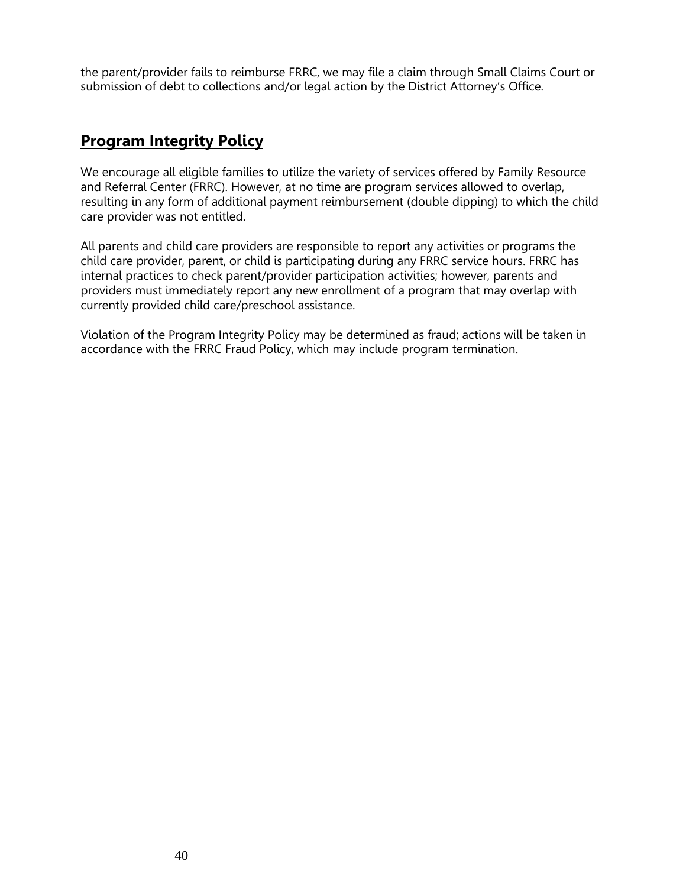the parent/provider fails to reimburse FRRC, we may file a claim through Small Claims Court or submission of debt to collections and/or legal action by the District Attorney's Office.

## Program Integrity Policy

We encourage all eligible families to utilize the variety of services offered by Family Resource and Referral Center (FRRC). However, at no time are program services allowed to overlap, resulting in any form of additional payment reimbursement (double dipping) to which the child care provider was not entitled.

All parents and child care providers are responsible to report any activities or programs the child care provider, parent, or child is participating during any FRRC service hours. FRRC has internal practices to check parent/provider participation activities; however, parents and providers must immediately report any new enrollment of a program that may overlap with currently provided child care/preschool assistance.

Violation of the Program Integrity Policy may be determined as fraud; actions will be taken in accordance with the FRRC Fraud Policy, which may include program termination.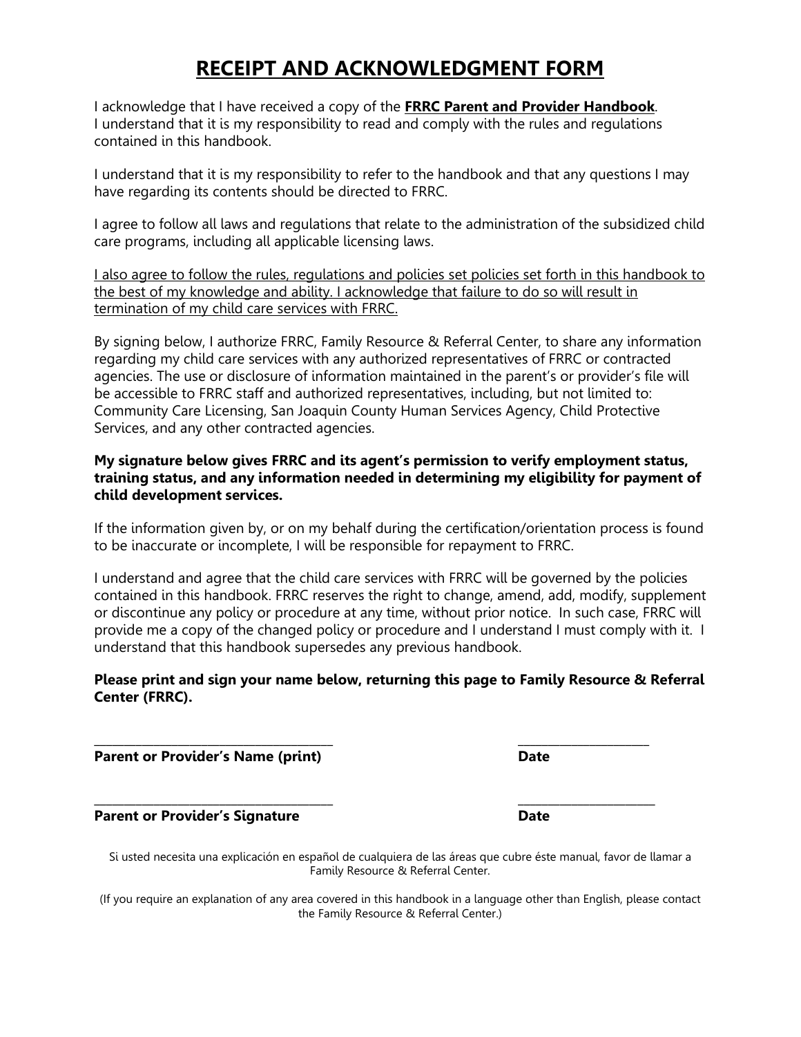# RECEIPT AND ACKNOWLEDGMENT FORM

I acknowledge that I have received a copy of the **FRRC Parent and Provider Handbook**. I understand that it is my responsibility to read and comply with the rules and regulations contained in this handbook.

I understand that it is my responsibility to refer to the handbook and that any questions I may have regarding its contents should be directed to FRRC.

I agree to follow all laws and regulations that relate to the administration of the subsidized child care programs, including all applicable licensing laws.

I also agree to follow the rules, regulations and policies set policies set forth in this handbook to the best of my knowledge and ability. I acknowledge that failure to do so will result in termination of my child care services with FRRC.

By signing below, I authorize FRRC, Family Resource & Referral Center, to share any information regarding my child care services with any authorized representatives of FRRC or contracted agencies. The use or disclosure of information maintained in the parent's or provider's file will be accessible to FRRC staff and authorized representatives, including, but not limited to: Community Care Licensing, San Joaquin County Human Services Agency, Child Protective Services, and any other contracted agencies.

**My signature below gives FRRC and its agent's permission to verify employment status, training status, and any information needed in determining my eligibility for payment of child development services.**

If the information given by, or on my behalf during the certification/orientation process is found to be inaccurate or incomplete, I will be responsible for repayment to FRRC.

I understand and agree that the child care services with FRRC will be governed by the policies contained in this handbook. FRRC reserves the right to change, amend, add, modify, supplement or discontinue any policy or procedure at any time, without prior notice. In such case, FRRC will provide me a copy of the changed policy or procedure and I understand I must comply with it. I understand that this handbook supersedes any previous handbook.

**Please print and sign your name below, returning this page to Family Resource & Referral Center (FRRC).**

_______________________________________ &nbsp;&nbsp;&nbsp;&nbsp;&nbsp;&nbsp;&nbsp;&nbsp; ______________________
**Parent or Provider's Name (print)** &nbsp;&nbsp;&nbsp;&nbsp;&nbsp;&nbsp;&nbsp;&nbsp; **Date**

_______________________________________ &nbsp;&nbsp;&nbsp;&nbsp;&nbsp;&nbsp;&nbsp;&nbsp; ______________________
**Parent or Provider's Signature** &nbsp;&nbsp;&nbsp;&nbsp;&nbsp;&nbsp;&nbsp;&nbsp; **Date**

Si usted necesita una explicación en español de cualquiera de las áreas que cubre éste manual, favor de llamar a Family Resource & Referral Center.

(If you require an explanation of any area covered in this handbook in a language other than English, please contact the Family Resource & Referral Center.)